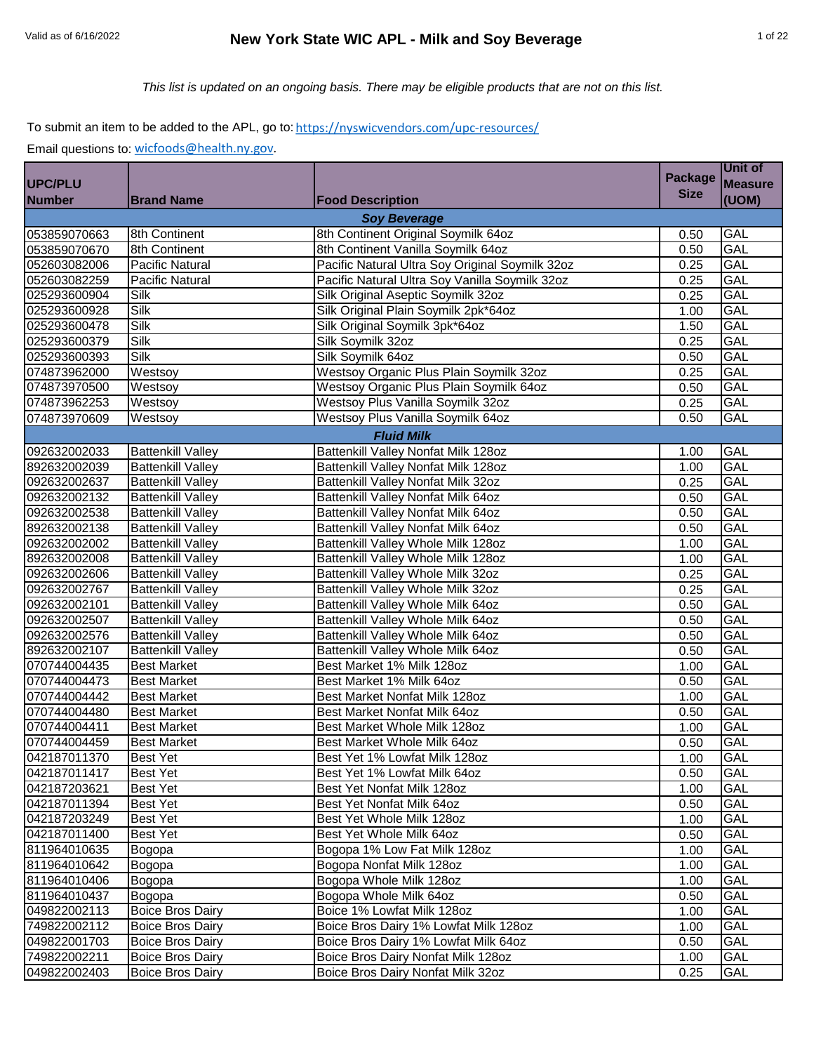This list is updated on an ongoing basis. There may be eligible products that are not on this list.

To submit an item to be added to the APL, go to: https://nyswicvendors.com/upc-resources/

Email questions to: wicfoods@health.ny.gov.

| UPC/PLU Number | Brand Name | Food Description | Package Size | Unit of Measure (UOM) |
|---|---|---|---|---|
| | | ***Soy Beverage*** | | |
| 053859070663 | 8th Continent | 8th Continent Original Soymilk 64oz | 0.50 | GAL |
| 053859070670 | 8th Continent | 8th Continent Vanilla Soymilk 64oz | 0.50 | GAL |
| 052603082006 | Pacific Natural | Pacific Natural Ultra Soy Original Soymilk 32oz | 0.25 | GAL |
| 052603082259 | Pacific Natural | Pacific Natural Ultra Soy Vanilla Soymilk 32oz | 0.25 | GAL |
| 025293600904 | Silk | Silk Original Aseptic Soymilk 32oz | 0.25 | GAL |
| 025293600928 | Silk | Silk Original Plain Soymilk 2pk*64oz | 1.00 | GAL |
| 025293600478 | Silk | Silk Original Soymilk 3pk*64oz | 1.50 | GAL |
| 025293600379 | Silk | Silk Soymilk 32oz | 0.25 | GAL |
| 025293600393 | Silk | Silk Soymilk 64oz | 0.50 | GAL |
| 074873962000 | Westsoy | Westsoy Organic Plus Plain Soymilk 32oz | 0.25 | GAL |
| 074873970500 | Westsoy | Westsoy Organic Plus Plain Soymilk 64oz | 0.50 | GAL |
| 074873962253 | Westsoy | Westsoy Plus Vanilla Soymilk 32oz | 0.25 | GAL |
| 074873970609 | Westsoy | Westsoy Plus Vanilla Soymilk 64oz | 0.50 | GAL |
| | | ***Fluid Milk*** | | |
| 092632002033 | Battenkill Valley | Battenkill Valley Nonfat Milk 128oz | 1.00 | GAL |
| 892632002039 | Battenkill Valley | Battenkill Valley Nonfat Milk 128oz | 1.00 | GAL |
| 092632002637 | Battenkill Valley | Battenkill Valley Nonfat Milk 32oz | 0.25 | GAL |
| 092632002132 | Battenkill Valley | Battenkill Valley Nonfat Milk 64oz | 0.50 | GAL |
| 092632002538 | Battenkill Valley | Battenkill Valley Nonfat Milk 64oz | 0.50 | GAL |
| 892632002138 | Battenkill Valley | Battenkill Valley Nonfat Milk 64oz | 0.50 | GAL |
| 092632002002 | Battenkill Valley | Battenkill Valley Whole Milk 128oz | 1.00 | GAL |
| 892632002008 | Battenkill Valley | Battenkill Valley Whole Milk 128oz | 1.00 | GAL |
| 092632002606 | Battenkill Valley | Battenkill Valley Whole Milk 32oz | 0.25 | GAL |
| 092632002767 | Battenkill Valley | Battenkill Valley Whole Milk 32oz | 0.25 | GAL |
| 092632002101 | Battenkill Valley | Battenkill Valley Whole Milk 64oz | 0.50 | GAL |
| 092632002507 | Battenkill Valley | Battenkill Valley Whole Milk 64oz | 0.50 | GAL |
| 092632002576 | Battenkill Valley | Battenkill Valley Whole Milk 64oz | 0.50 | GAL |
| 892632002107 | Battenkill Valley | Battenkill Valley Whole Milk 64oz | 0.50 | GAL |
| 070744004435 | Best Market | Best Market 1% Milk 128oz | 1.00 | GAL |
| 070744004473 | Best Market | Best Market 1% Milk 64oz | 0.50 | GAL |
| 070744004442 | Best Market | Best Market Nonfat Milk 128oz | 1.00 | GAL |
| 070744004480 | Best Market | Best Market Nonfat Milk 64oz | 0.50 | GAL |
| 070744004411 | Best Market | Best Market Whole Milk 128oz | 1.00 | GAL |
| 070744004459 | Best Market | Best Market Whole Milk 64oz | 0.50 | GAL |
| 042187011370 | Best Yet | Best Yet 1% Lowfat Milk 128oz | 1.00 | GAL |
| 042187011417 | Best Yet | Best Yet 1% Lowfat Milk 64oz | 0.50 | GAL |
| 042187203621 | Best Yet | Best Yet Nonfat Milk 128oz | 1.00 | GAL |
| 042187011394 | Best Yet | Best Yet Nonfat Milk 64oz | 0.50 | GAL |
| 042187203249 | Best Yet | Best Yet Whole Milk 128oz | 1.00 | GAL |
| 042187011400 | Best Yet | Best Yet Whole Milk 64oz | 0.50 | GAL |
| 811964010635 | Bogopa | Bogopa 1% Low Fat Milk 128oz | 1.00 | GAL |
| 811964010642 | Bogopa | Bogopa Nonfat Milk 128oz | 1.00 | GAL |
| 811964010406 | Bogopa | Bogopa Whole Milk 128oz | 1.00 | GAL |
| 811964010437 | Bogopa | Bogopa Whole Milk 64oz | 0.50 | GAL |
| 049822002113 | Boice Bros Dairy | Boice 1% Lowfat Milk 128oz | 1.00 | GAL |
| 749822002112 | Boice Bros Dairy | Boice Bros Dairy 1% Lowfat Milk 128oz | 1.00 | GAL |
| 049822001703 | Boice Bros Dairy | Boice Bros Dairy 1% Lowfat Milk 64oz | 0.50 | GAL |
| 749822002211 | Boice Bros Dairy | Boice Bros Dairy Nonfat Milk 128oz | 1.00 | GAL |
| 049822002403 | Boice Bros Dairy | Boice Bros Dairy Nonfat Milk 32oz | 0.25 | GAL |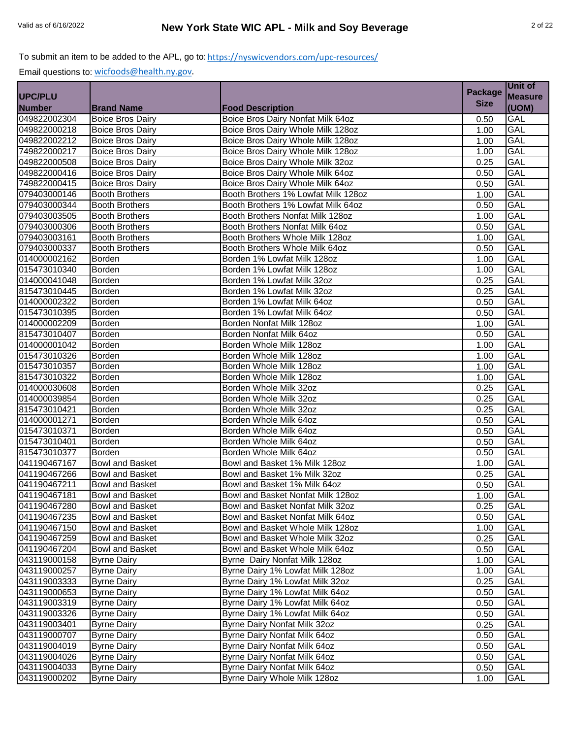To submit an item to be added to the APL, go to: https://nyswicvendors.com/upc-resources/

Email questions to: wicfoods@health.ny.gov.

| UPC/PLU Number | Brand Name | Food Description | Package Size | Unit of Measure (UOM) |
|---|---|---|---|---|
| 049822002304 | Boice Bros Dairy | Boice Bros Dairy Nonfat Milk 64oz | 0.50 | GAL |
| 049822000218 | Boice Bros Dairy | Boice Bros Dairy Whole Milk 128oz | 1.00 | GAL |
| 049822002212 | Boice Bros Dairy | Boice Bros Dairy Whole Milk 128oz | 1.00 | GAL |
| 749822000217 | Boice Bros Dairy | Boice Bros Dairy Whole Milk 128oz | 1.00 | GAL |
| 049822000508 | Boice Bros Dairy | Boice Bros Dairy Whole Milk 32oz | 0.25 | GAL |
| 049822000416 | Boice Bros Dairy | Boice Bros Dairy Whole Milk 64oz | 0.50 | GAL |
| 749822000415 | Boice Bros Dairy | Boice Bros Dairy Whole Milk 64oz | 0.50 | GAL |
| 079403000146 | Booth Brothers | Booth Brothers 1% Lowfat Milk 128oz | 1.00 | GAL |
| 079403000344 | Booth Brothers | Booth Brothers 1% Lowfat Milk 64oz | 0.50 | GAL |
| 079403003505 | Booth Brothers | Booth Brothers Nonfat Milk 128oz | 1.00 | GAL |
| 079403000306 | Booth Brothers | Booth Brothers Nonfat Milk 64oz | 0.50 | GAL |
| 079403003161 | Booth Brothers | Booth Brothers Whole Milk 128oz | 1.00 | GAL |
| 079403000337 | Booth Brothers | Booth Brothers Whole Milk 64oz | 0.50 | GAL |
| 014000002162 | Borden | Borden 1% Lowfat Milk 128oz | 1.00 | GAL |
| 015473010340 | Borden | Borden 1% Lowfat Milk 128oz | 1.00 | GAL |
| 014000041048 | Borden | Borden 1% Lowfat Milk 32oz | 0.25 | GAL |
| 815473010445 | Borden | Borden 1% Lowfat Milk 32oz | 0.25 | GAL |
| 014000002322 | Borden | Borden 1% Lowfat Milk 64oz | 0.50 | GAL |
| 015473010395 | Borden | Borden 1% Lowfat Milk 64oz | 0.50 | GAL |
| 014000002209 | Borden | Borden Nonfat Milk 128oz | 1.00 | GAL |
| 815473010407 | Borden | Borden Nonfat Milk 64oz | 0.50 | GAL |
| 014000001042 | Borden | Borden Whole Milk 128oz | 1.00 | GAL |
| 015473010326 | Borden | Borden Whole Milk 128oz | 1.00 | GAL |
| 015473010357 | Borden | Borden Whole Milk 128oz | 1.00 | GAL |
| 815473010322 | Borden | Borden Whole Milk 128oz | 1.00 | GAL |
| 014000030608 | Borden | Borden Whole Milk 32oz | 0.25 | GAL |
| 014000039854 | Borden | Borden Whole Milk 32oz | 0.25 | GAL |
| 815473010421 | Borden | Borden Whole Milk 32oz | 0.25 | GAL |
| 014000001271 | Borden | Borden Whole Milk 64oz | 0.50 | GAL |
| 015473010371 | Borden | Borden Whole Milk 64oz | 0.50 | GAL |
| 015473010401 | Borden | Borden Whole Milk 64oz | 0.50 | GAL |
| 815473010377 | Borden | Borden Whole Milk 64oz | 0.50 | GAL |
| 041190467167 | Bowl and Basket | Bowl and Basket 1% Milk 128oz | 1.00 | GAL |
| 041190467266 | Bowl and Basket | Bowl and Basket 1% Milk 32oz | 0.25 | GAL |
| 041190467211 | Bowl and Basket | Bowl and Basket 1% Milk 64oz | 0.50 | GAL |
| 041190467181 | Bowl and Basket | Bowl and Basket Nonfat Milk 128oz | 1.00 | GAL |
| 041190467280 | Bowl and Basket | Bowl and Basket Nonfat Milk 32oz | 0.25 | GAL |
| 041190467235 | Bowl and Basket | Bowl and Basket Nonfat Milk 64oz | 0.50 | GAL |
| 041190467150 | Bowl and Basket | Bowl and Basket Whole Milk 128oz | 1.00 | GAL |
| 041190467259 | Bowl and Basket | Bowl and Basket Whole Milk 32oz | 0.25 | GAL |
| 041190467204 | Bowl and Basket | Bowl and Basket Whole Milk 64oz | 0.50 | GAL |
| 043119000158 | Byrne Dairy | Byrne  Dairy Nonfat Milk 128oz | 1.00 | GAL |
| 043119000257 | Byrne Dairy | Byrne Dairy 1% Lowfat Milk 128oz | 1.00 | GAL |
| 043119003333 | Byrne Dairy | Byrne Dairy 1% Lowfat Milk 32oz | 0.25 | GAL |
| 043119000653 | Byrne Dairy | Byrne Dairy 1% Lowfat Milk 64oz | 0.50 | GAL |
| 043119003319 | Byrne Dairy | Byrne Dairy 1% Lowfat Milk 64oz | 0.50 | GAL |
| 043119003326 | Byrne Dairy | Byrne Dairy 1% Lowfat Milk 64oz | 0.50 | GAL |
| 043119003401 | Byrne Dairy | Byrne Dairy Nonfat Milk 32oz | 0.25 | GAL |
| 043119000707 | Byrne Dairy | Byrne Dairy Nonfat Milk 64oz | 0.50 | GAL |
| 043119004019 | Byrne Dairy | Byrne Dairy Nonfat Milk 64oz | 0.50 | GAL |
| 043119004026 | Byrne Dairy | Byrne Dairy Nonfat Milk 64oz | 0.50 | GAL |
| 043119004033 | Byrne Dairy | Byrne Dairy Nonfat Milk 64oz | 0.50 | GAL |
| 043119000202 | Byrne Dairy | Byrne Dairy Whole Milk 128oz | 1.00 | GAL |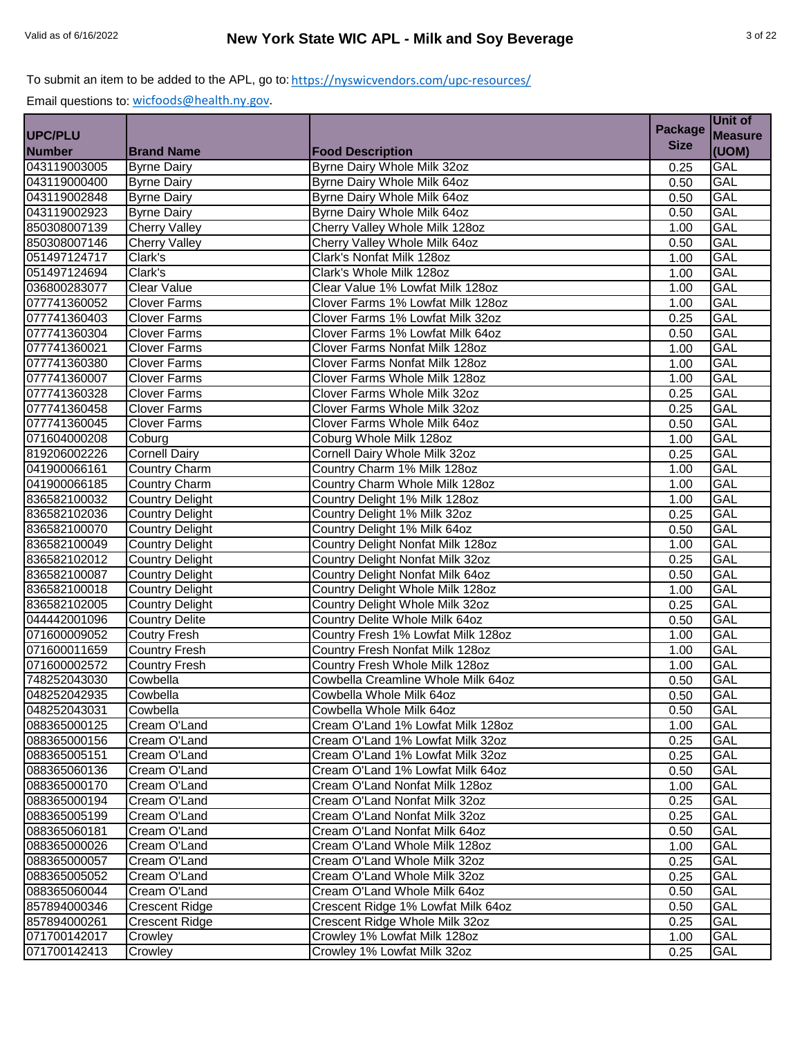To submit an item to be added to the APL, go to: https://nyswicvendors.com/upc-resources/

Email questions to: wicfoods@health.ny.gov.

| UPC/PLU Number | Brand Name | Food Description | Package Size | Unit of Measure (UOM) |
|---|---|---|---|---|
| 043119003005 | Byrne Dairy | Byrne Dairy Whole Milk 32oz | 0.25 | GAL |
| 043119000400 | Byrne Dairy | Byrne Dairy Whole Milk 64oz | 0.50 | GAL |
| 043119002848 | Byrne Dairy | Byrne Dairy Whole Milk 64oz | 0.50 | GAL |
| 043119002923 | Byrne Dairy | Byrne Dairy Whole Milk 64oz | 0.50 | GAL |
| 850308007139 | Cherry Valley | Cherry Valley Whole Milk 128oz | 1.00 | GAL |
| 850308007146 | Cherry Valley | Cherry Valley Whole Milk 64oz | 0.50 | GAL |
| 051497124717 | Clark's | Clark's Nonfat Milk 128oz | 1.00 | GAL |
| 051497124694 | Clark's | Clark's Whole Milk 128oz | 1.00 | GAL |
| 036800283077 | Clear Value | Clear Value 1% Lowfat Milk 128oz | 1.00 | GAL |
| 077741360052 | Clover Farms | Clover Farms 1% Lowfat Milk 128oz | 1.00 | GAL |
| 077741360403 | Clover Farms | Clover Farms 1% Lowfat Milk 32oz | 0.25 | GAL |
| 077741360304 | Clover Farms | Clover Farms 1% Lowfat Milk 64oz | 0.50 | GAL |
| 077741360021 | Clover Farms | Clover Farms Nonfat Milk 128oz | 1.00 | GAL |
| 077741360380 | Clover Farms | Clover Farms Nonfat Milk 128oz | 1.00 | GAL |
| 077741360007 | Clover Farms | Clover Farms Whole Milk 128oz | 1.00 | GAL |
| 077741360328 | Clover Farms | Clover Farms Whole Milk 32oz | 0.25 | GAL |
| 077741360458 | Clover Farms | Clover Farms Whole Milk 32oz | 0.25 | GAL |
| 077741360045 | Clover Farms | Clover Farms Whole Milk 64oz | 0.50 | GAL |
| 071604000208 | Coburg | Coburg Whole Milk 128oz | 1.00 | GAL |
| 819206002226 | Cornell Dairy | Cornell Dairy Whole Milk 32oz | 0.25 | GAL |
| 041900066161 | Country Charm | Country Charm 1% Milk 128oz | 1.00 | GAL |
| 041900066185 | Country Charm | Country Charm Whole Milk 128oz | 1.00 | GAL |
| 836582100032 | Country Delight | Country Delight 1% Milk 128oz | 1.00 | GAL |
| 836582102036 | Country Delight | Country Delight 1% Milk 32oz | 0.25 | GAL |
| 836582100070 | Country Delight | Country Delight 1% Milk 64oz | 0.50 | GAL |
| 836582100049 | Country Delight | Country Delight Nonfat Milk 128oz | 1.00 | GAL |
| 836582102012 | Country Delight | Country Delight Nonfat Milk 32oz | 0.25 | GAL |
| 836582100087 | Country Delight | Country Delight Nonfat Milk 64oz | 0.50 | GAL |
| 836582100018 | Country Delight | Country Delight Whole Milk 128oz | 1.00 | GAL |
| 836582102005 | Country Delight | Country Delight Whole Milk 32oz | 0.25 | GAL |
| 044442001096 | Country Delite | Country Delite Whole Milk 64oz | 0.50 | GAL |
| 071600009052 | Coutry Fresh | Country Fresh 1% Lowfat Milk 128oz | 1.00 | GAL |
| 071600011659 | Country Fresh | Country Fresh Nonfat Milk 128oz | 1.00 | GAL |
| 071600002572 | Country Fresh | Country Fresh Whole Milk 128oz | 1.00 | GAL |
| 748252043030 | Cowbella | Cowbella Creamline Whole Milk 64oz | 0.50 | GAL |
| 048252042935 | Cowbella | Cowbella Whole Milk 64oz | 0.50 | GAL |
| 048252043031 | Cowbella | Cowbella Whole Milk 64oz | 0.50 | GAL |
| 088365000125 | Cream O'Land | Cream O'Land 1% Lowfat Milk 128oz | 1.00 | GAL |
| 088365000156 | Cream O'Land | Cream O'Land 1% Lowfat Milk 32oz | 0.25 | GAL |
| 088365005151 | Cream O'Land | Cream O'Land 1% Lowfat Milk 32oz | 0.25 | GAL |
| 088365060136 | Cream O'Land | Cream O'Land 1% Lowfat Milk 64oz | 0.50 | GAL |
| 088365000170 | Cream O'Land | Cream O'Land Nonfat Milk 128oz | 1.00 | GAL |
| 088365000194 | Cream O'Land | Cream O'Land Nonfat Milk 32oz | 0.25 | GAL |
| 088365005199 | Cream O'Land | Cream O'Land Nonfat Milk 32oz | 0.25 | GAL |
| 088365060181 | Cream O'Land | Cream O'Land Nonfat Milk 64oz | 0.50 | GAL |
| 088365000026 | Cream O'Land | Cream O'Land Whole Milk 128oz | 1.00 | GAL |
| 088365000057 | Cream O'Land | Cream O'Land Whole Milk 32oz | 0.25 | GAL |
| 088365005052 | Cream O'Land | Cream O'Land Whole Milk 32oz | 0.25 | GAL |
| 088365060044 | Cream O'Land | Cream O'Land Whole Milk 64oz | 0.50 | GAL |
| 857894000346 | Crescent Ridge | Crescent Ridge 1% Lowfat Milk 64oz | 0.50 | GAL |
| 857894000261 | Crescent Ridge | Crescent Ridge Whole Milk 32oz | 0.25 | GAL |
| 071700142017 | Crowley | Crowley 1% Lowfat Milk 128oz | 1.00 | GAL |
| 071700142413 | Crowley | Crowley 1% Lowfat Milk 32oz | 0.25 | GAL |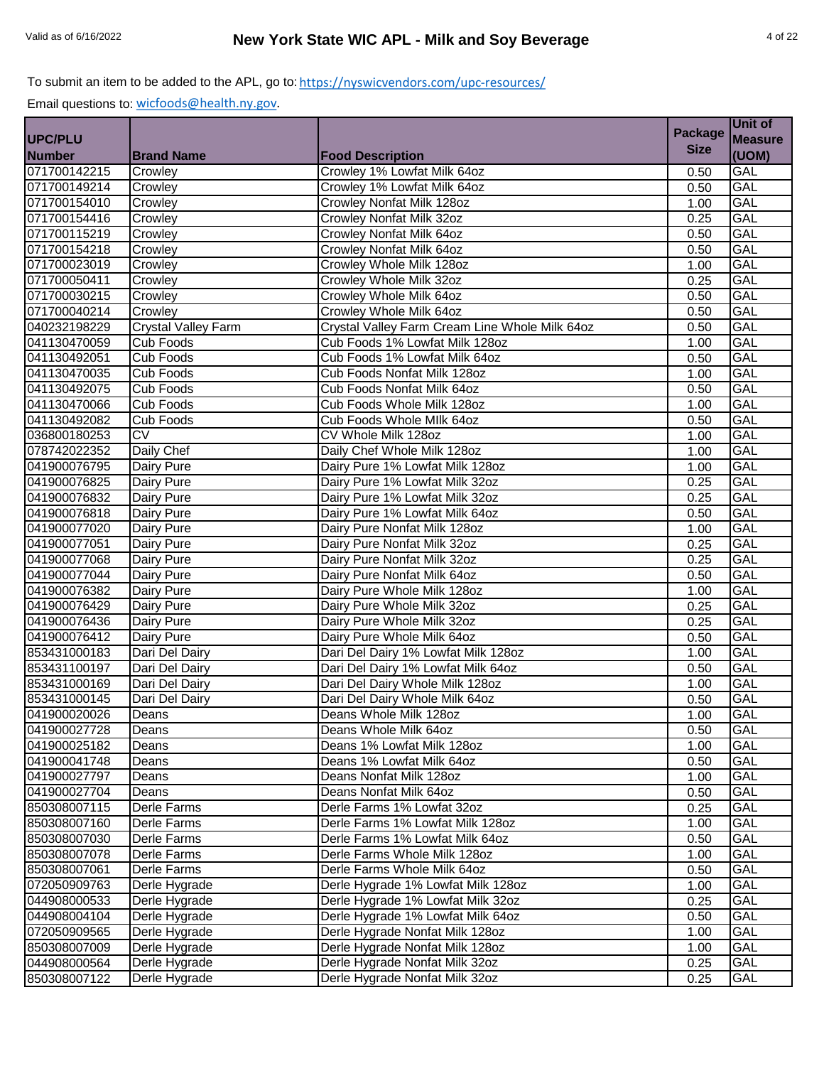To submit an item to be added to the APL, go to: https://nyswicvendors.com/upc-resources/

Email questions to: wicfoods@health.ny.gov.

| UPC/PLU Number | Brand Name | Food Description | Package Size | Unit of Measure (UOM) |
|---|---|---|---|---|
| 071700142215 | Crowley | Crowley 1% Lowfat Milk 64oz | 0.50 | GAL |
| 071700149214 | Crowley | Crowley 1% Lowfat Milk 64oz | 0.50 | GAL |
| 071700154010 | Crowley | Crowley Nonfat Milk 128oz | 1.00 | GAL |
| 071700154416 | Crowley | Crowley Nonfat Milk 32oz | 0.25 | GAL |
| 071700115219 | Crowley | Crowley Nonfat Milk 64oz | 0.50 | GAL |
| 071700154218 | Crowley | Crowley Nonfat Milk 64oz | 0.50 | GAL |
| 071700023019 | Crowley | Crowley Whole Milk 128oz | 1.00 | GAL |
| 071700050411 | Crowley | Crowley Whole Milk 32oz | 0.25 | GAL |
| 071700030215 | Crowley | Crowley Whole Milk 64oz | 0.50 | GAL |
| 071700040214 | Crowley | Crowley Whole Milk 64oz | 0.50 | GAL |
| 040232198229 | Crystal Valley Farm | Crystal Valley Farm Cream Line Whole Milk 64oz | 0.50 | GAL |
| 041130470059 | Cub Foods | Cub Foods 1% Lowfat Milk 128oz | 1.00 | GAL |
| 041130492051 | Cub Foods | Cub Foods 1% Lowfat Milk 64oz | 0.50 | GAL |
| 041130470035 | Cub Foods | Cub Foods Nonfat Milk 128oz | 1.00 | GAL |
| 041130492075 | Cub Foods | Cub Foods Nonfat Milk 64oz | 0.50 | GAL |
| 041130470066 | Cub Foods | Cub Foods Whole Milk 128oz | 1.00 | GAL |
| 041130492082 | Cub Foods | Cub Foods Whole MIlk 64oz | 0.50 | GAL |
| 036800180253 | CV | CV Whole Milk 128oz | 1.00 | GAL |
| 078742022352 | Daily Chef | Daily Chef Whole Milk 128oz | 1.00 | GAL |
| 041900076795 | Dairy Pure | Dairy Pure 1% Lowfat Milk 128oz | 1.00 | GAL |
| 041900076825 | Dairy Pure | Dairy Pure 1% Lowfat Milk 32oz | 0.25 | GAL |
| 041900076832 | Dairy Pure | Dairy Pure 1% Lowfat Milk 32oz | 0.25 | GAL |
| 041900076818 | Dairy Pure | Dairy Pure 1% Lowfat Milk 64oz | 0.50 | GAL |
| 041900077020 | Dairy Pure | Dairy Pure Nonfat Milk 128oz | 1.00 | GAL |
| 041900077051 | Dairy Pure | Dairy Pure Nonfat Milk 32oz | 0.25 | GAL |
| 041900077068 | Dairy Pure | Dairy Pure Nonfat Milk 32oz | 0.25 | GAL |
| 041900077044 | Dairy Pure | Dairy Pure Nonfat Milk 64oz | 0.50 | GAL |
| 041900076382 | Dairy Pure | Dairy Pure Whole Milk 128oz | 1.00 | GAL |
| 041900076429 | Dairy Pure | Dairy Pure Whole Milk 32oz | 0.25 | GAL |
| 041900076436 | Dairy Pure | Dairy Pure Whole Milk 32oz | 0.25 | GAL |
| 041900076412 | Dairy Pure | Dairy Pure Whole Milk 64oz | 0.50 | GAL |
| 853431000183 | Dari Del Dairy | Dari Del Dairy 1% Lowfat Milk 128oz | 1.00 | GAL |
| 853431100197 | Dari Del Dairy | Dari Del Dairy 1% Lowfat Milk 64oz | 0.50 | GAL |
| 853431000169 | Dari Del Dairy | Dari Del Dairy Whole Milk 128oz | 1.00 | GAL |
| 853431000145 | Dari Del Dairy | Dari Del Dairy Whole Milk 64oz | 0.50 | GAL |
| 041900020026 | Deans | Deans Whole Milk 128oz | 1.00 | GAL |
| 041900027728 | Deans | Deans Whole Milk 64oz | 0.50 | GAL |
| 041900025182 | Deans | Deans 1% Lowfat Milk 128oz | 1.00 | GAL |
| 041900041748 | Deans | Deans 1% Lowfat Milk 64oz | 0.50 | GAL |
| 041900027797 | Deans | Deans Nonfat Milk 128oz | 1.00 | GAL |
| 041900027704 | Deans | Deans Nonfat Milk 64oz | 0.50 | GAL |
| 850308007115 | Derle Farms | Derle Farms 1% Lowfat 32oz | 0.25 | GAL |
| 850308007160 | Derle Farms | Derle Farms 1% Lowfat Milk 128oz | 1.00 | GAL |
| 850308007030 | Derle Farms | Derle Farms 1% Lowfat Milk 64oz | 0.50 | GAL |
| 850308007078 | Derle Farms | Derle Farms Whole Milk 128oz | 1.00 | GAL |
| 850308007061 | Derle Farms | Derle Farms Whole Milk 64oz | 0.50 | GAL |
| 072050909763 | Derle Hygrade | Derle Hygrade 1% Lowfat Milk 128oz | 1.00 | GAL |
| 044908000533 | Derle Hygrade | Derle Hygrade 1% Lowfat Milk 32oz | 0.25 | GAL |
| 044908004104 | Derle Hygrade | Derle Hygrade 1% Lowfat Milk 64oz | 0.50 | GAL |
| 072050909565 | Derle Hygrade | Derle Hygrade Nonfat Milk 128oz | 1.00 | GAL |
| 850308007009 | Derle Hygrade | Derle Hygrade Nonfat Milk 128oz | 1.00 | GAL |
| 044908000564 | Derle Hygrade | Derle Hygrade Nonfat Milk 32oz | 0.25 | GAL |
| 850308007122 | Derle Hygrade | Derle Hygrade Nonfat Milk 32oz | 0.25 | GAL |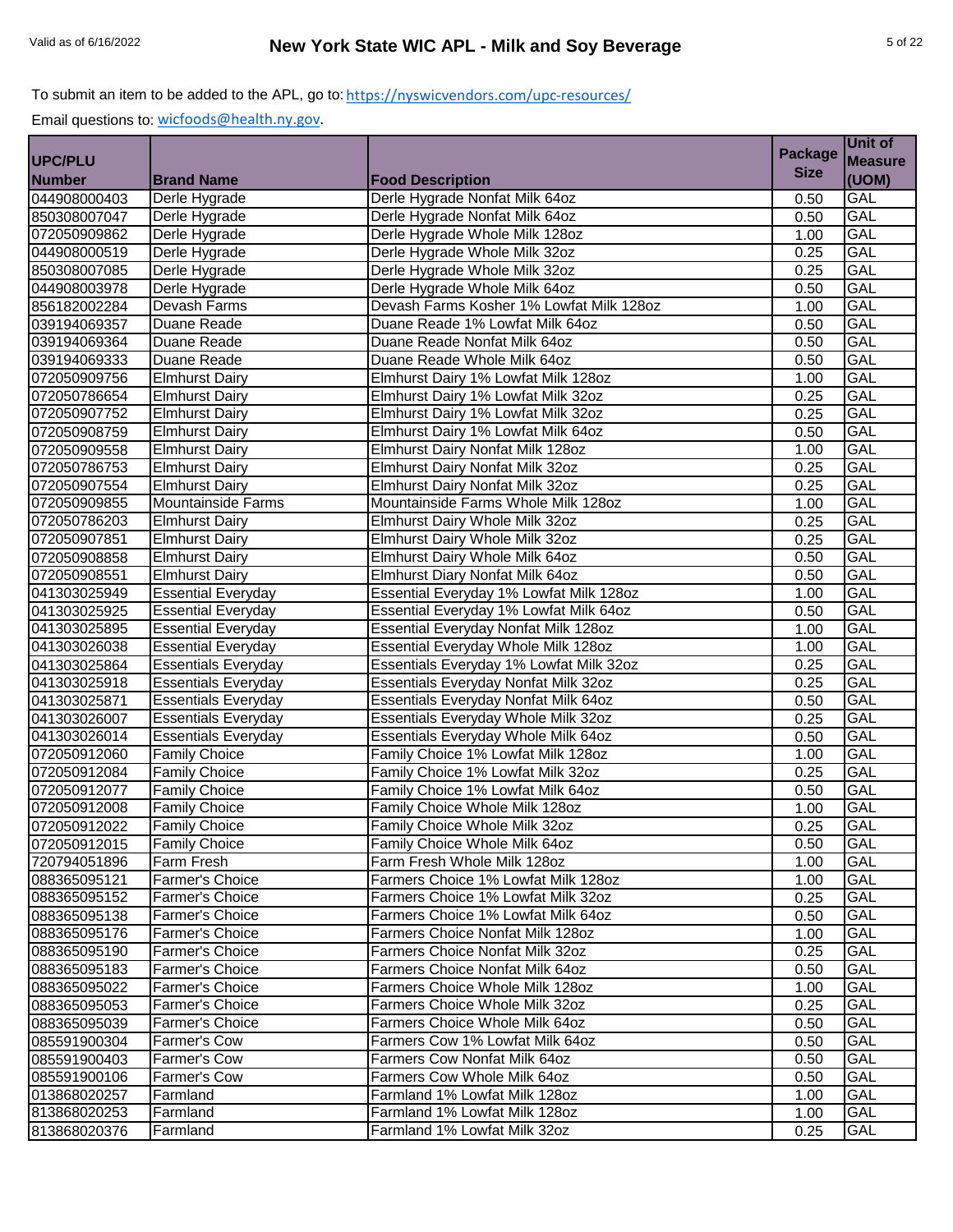To submit an item to be added to the APL, go to: https://nyswicvendors.com/upc-resources/

Email questions to: wicfoods@health.ny.gov.

| UPC/PLU Number | Brand Name | Food Description | Package Size | Unit of Measure (UOM) |
|---|---|---|---|---|
| 044908000403 | Derle Hygrade | Derle Hygrade Nonfat Milk 64oz | 0.50 | GAL |
| 850308007047 | Derle Hygrade | Derle Hygrade Nonfat Milk 64oz | 0.50 | GAL |
| 072050909862 | Derle Hygrade | Derle Hygrade Whole Milk 128oz | 1.00 | GAL |
| 044908000519 | Derle Hygrade | Derle Hygrade Whole Milk 32oz | 0.25 | GAL |
| 850308007085 | Derle Hygrade | Derle Hygrade Whole Milk 32oz | 0.25 | GAL |
| 044908003978 | Derle Hygrade | Derle Hygrade Whole Milk 64oz | 0.50 | GAL |
| 856182002284 | Devash Farms | Devash Farms Kosher 1% Lowfat Milk 128oz | 1.00 | GAL |
| 039194069357 | Duane Reade | Duane Reade 1% Lowfat Milk 64oz | 0.50 | GAL |
| 039194069364 | Duane Reade | Duane Reade Nonfat Milk 64oz | 0.50 | GAL |
| 039194069333 | Duane Reade | Duane Reade Whole Milk 64oz | 0.50 | GAL |
| 072050909756 | Elmhurst Dairy | Elmhurst Dairy 1% Lowfat Milk 128oz | 1.00 | GAL |
| 072050786654 | Elmhurst Dairy | Elmhurst Dairy 1% Lowfat Milk 32oz | 0.25 | GAL |
| 072050907752 | Elmhurst Dairy | Elmhurst Dairy 1% Lowfat Milk 32oz | 0.25 | GAL |
| 072050908759 | Elmhurst Dairy | Elmhurst Dairy 1% Lowfat Milk 64oz | 0.50 | GAL |
| 072050909558 | Elmhurst Dairy | Elmhurst Dairy Nonfat Milk 128oz | 1.00 | GAL |
| 072050786753 | Elmhurst Dairy | Elmhurst Dairy Nonfat Milk 32oz | 0.25 | GAL |
| 072050907554 | Elmhurst Dairy | Elmhurst Dairy Nonfat Milk 32oz | 0.25 | GAL |
| 072050909855 | Mountainside Farms | Mountainside Farms Whole Milk 128oz | 1.00 | GAL |
| 072050786203 | Elmhurst Dairy | Elmhurst Dairy Whole Milk 32oz | 0.25 | GAL |
| 072050907851 | Elmhurst Dairy | Elmhurst Dairy Whole Milk 32oz | 0.25 | GAL |
| 072050908858 | Elmhurst Dairy | Elmhurst Dairy Whole Milk 64oz | 0.50 | GAL |
| 072050908551 | Elmhurst Dairy | Elmhurst Diary Nonfat Milk 64oz | 0.50 | GAL |
| 041303025949 | Essential Everyday | Essential Everyday 1% Lowfat Milk 128oz | 1.00 | GAL |
| 041303025925 | Essential Everyday | Essential Everyday 1% Lowfat Milk 64oz | 0.50 | GAL |
| 041303025895 | Essential Everyday | Essential Everyday Nonfat Milk 128oz | 1.00 | GAL |
| 041303026038 | Essential Everyday | Essential Everyday Whole Milk 128oz | 1.00 | GAL |
| 041303025864 | Essentials Everyday | Essentials Everyday 1% Lowfat Milk 32oz | 0.25 | GAL |
| 041303025918 | Essentials Everyday | Essentials Everyday Nonfat Milk 32oz | 0.25 | GAL |
| 041303025871 | Essentials Everyday | Essentials Everyday Nonfat Milk 64oz | 0.50 | GAL |
| 041303026007 | Essentials Everyday | Essentials Everyday Whole Milk 32oz | 0.25 | GAL |
| 041303026014 | Essentials Everyday | Essentials Everyday Whole Milk 64oz | 0.50 | GAL |
| 072050912060 | Family Choice | Family Choice 1% Lowfat Milk 128oz | 1.00 | GAL |
| 072050912084 | Family Choice | Family Choice 1% Lowfat Milk 32oz | 0.25 | GAL |
| 072050912077 | Family Choice | Family Choice 1% Lowfat Milk 64oz | 0.50 | GAL |
| 072050912008 | Family Choice | Family Choice Whole Milk 128oz | 1.00 | GAL |
| 072050912022 | Family Choice | Family Choice Whole Milk 32oz | 0.25 | GAL |
| 072050912015 | Family Choice | Family Choice Whole Milk 64oz | 0.50 | GAL |
| 720794051896 | Farm Fresh | Farm Fresh Whole Milk 128oz | 1.00 | GAL |
| 088365095121 | Farmer's Choice | Farmers Choice 1% Lowfat Milk 128oz | 1.00 | GAL |
| 088365095152 | Farmer's Choice | Farmers Choice 1% Lowfat Milk 32oz | 0.25 | GAL |
| 088365095138 | Farmer's Choice | Farmers Choice 1% Lowfat Milk 64oz | 0.50 | GAL |
| 088365095176 | Farmer's Choice | Farmers Choice Nonfat Milk 128oz | 1.00 | GAL |
| 088365095190 | Farmer's Choice | Farmers Choice Nonfat Milk 32oz | 0.25 | GAL |
| 088365095183 | Farmer's Choice | Farmers Choice Nonfat Milk 64oz | 0.50 | GAL |
| 088365095022 | Farmer's Choice | Farmers Choice Whole Milk 128oz | 1.00 | GAL |
| 088365095053 | Farmer's Choice | Farmers Choice Whole Milk 32oz | 0.25 | GAL |
| 088365095039 | Farmer's Choice | Farmers Choice Whole Milk 64oz | 0.50 | GAL |
| 085591900304 | Farmer's Cow | Farmers Cow 1% Lowfat Milk 64oz | 0.50 | GAL |
| 085591900403 | Farmer's Cow | Farmers Cow Nonfat Milk 64oz | 0.50 | GAL |
| 085591900106 | Farmer's Cow | Farmers Cow Whole Milk 64oz | 0.50 | GAL |
| 013868020257 | Farmland | Farmland 1% Lowfat Milk 128oz | 1.00 | GAL |
| 813868020253 | Farmland | Farmland 1% Lowfat Milk 128oz | 1.00 | GAL |
| 813868020376 | Farmland | Farmland 1% Lowfat Milk 32oz | 0.25 | GAL |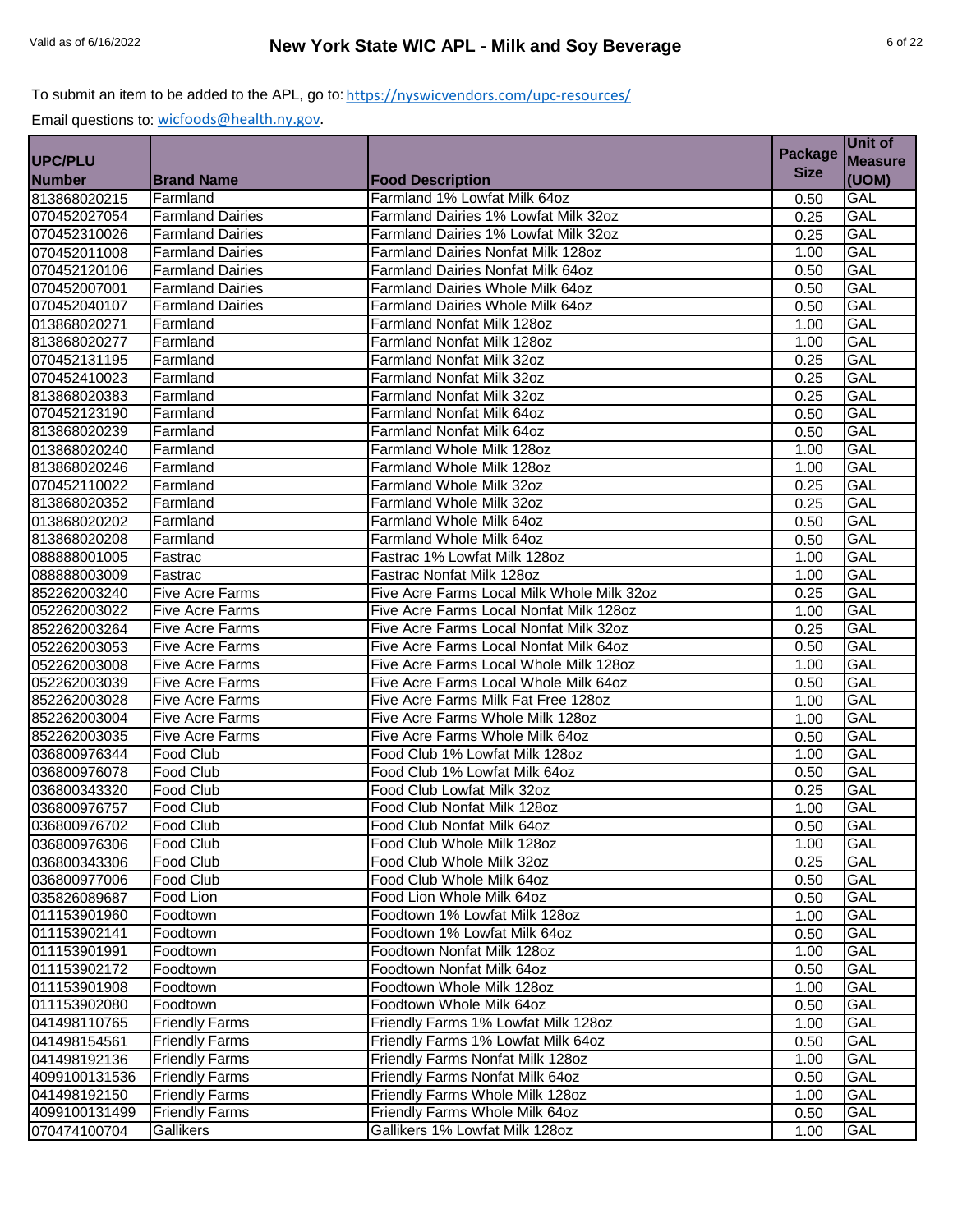To submit an item to be added to the APL, go to: https://nyswicvendors.com/upc-resources/

Email questions to: wicfoods@health.ny.gov.

| UPC/PLU Number | Brand Name | Food Description | Package Size | Unit of Measure (UOM) |
|---|---|---|---|---|
| 813868020215 | Farmland | Farmland 1% Lowfat Milk 64oz | 0.50 | GAL |
| 070452027054 | Farmland Dairies | Farmland Dairies 1% Lowfat Milk 32oz | 0.25 | GAL |
| 070452310026 | Farmland Dairies | Farmland Dairies 1% Lowfat Milk 32oz | 0.25 | GAL |
| 070452011008 | Farmland Dairies | Farmland Dairies Nonfat Milk 128oz | 1.00 | GAL |
| 070452120106 | Farmland Dairies | Farmland Dairies Nonfat Milk 64oz | 0.50 | GAL |
| 070452007001 | Farmland Dairies | Farmland Dairies Whole Milk 64oz | 0.50 | GAL |
| 070452040107 | Farmland Dairies | Farmland Dairies Whole Milk 64oz | 0.50 | GAL |
| 013868020271 | Farmland | Farmland Nonfat Milk 128oz | 1.00 | GAL |
| 813868020277 | Farmland | Farmland Nonfat Milk 128oz | 1.00 | GAL |
| 070452131195 | Farmland | Farmland Nonfat Milk 32oz | 0.25 | GAL |
| 070452410023 | Farmland | Farmland Nonfat Milk 32oz | 0.25 | GAL |
| 813868020383 | Farmland | Farmland Nonfat Milk 32oz | 0.25 | GAL |
| 070452123190 | Farmland | Farmland Nonfat Milk 64oz | 0.50 | GAL |
| 813868020239 | Farmland | Farmland Nonfat Milk 64oz | 0.50 | GAL |
| 013868020240 | Farmland | Farmland Whole Milk 128oz | 1.00 | GAL |
| 813868020246 | Farmland | Farmland Whole Milk 128oz | 1.00 | GAL |
| 070452110022 | Farmland | Farmland Whole Milk 32oz | 0.25 | GAL |
| 813868020352 | Farmland | Farmland Whole Milk 32oz | 0.25 | GAL |
| 013868020202 | Farmland | Farmland Whole Milk 64oz | 0.50 | GAL |
| 813868020208 | Farmland | Farmland Whole Milk 64oz | 0.50 | GAL |
| 088888001005 | Fastrac | Fastrac 1% Lowfat Milk 128oz | 1.00 | GAL |
| 088888003009 | Fastrac | Fastrac Nonfat Milk 128oz | 1.00 | GAL |
| 852262003240 | Five Acre Farms | Five Acre Farms Local Milk Whole Milk 32oz | 0.25 | GAL |
| 052262003022 | Five Acre Farms | Five Acre Farms Local Nonfat Milk 128oz | 1.00 | GAL |
| 852262003264 | Five Acre Farms | Five Acre Farms Local Nonfat Milk 32oz | 0.25 | GAL |
| 052262003053 | Five Acre Farms | Five Acre Farms Local Nonfat Milk 64oz | 0.50 | GAL |
| 052262003008 | Five Acre Farms | Five Acre Farms Local Whole Milk 128oz | 1.00 | GAL |
| 052262003039 | Five Acre Farms | Five Acre Farms Local Whole Milk 64oz | 0.50 | GAL |
| 852262003028 | Five Acre Farms | Five Acre Farms Milk Fat Free 128oz | 1.00 | GAL |
| 852262003004 | Five Acre Farms | Five Acre Farms Whole Milk 128oz | 1.00 | GAL |
| 852262003035 | Five Acre Farms | Five Acre Farms Whole Milk 64oz | 0.50 | GAL |
| 036800976344 | Food Club | Food Club 1% Lowfat Milk 128oz | 1.00 | GAL |
| 036800976078 | Food Club | Food Club 1% Lowfat Milk 64oz | 0.50 | GAL |
| 036800343320 | Food Club | Food Club Lowfat Milk 32oz | 0.25 | GAL |
| 036800976757 | Food Club | Food Club Nonfat Milk 128oz | 1.00 | GAL |
| 036800976702 | Food Club | Food Club Nonfat Milk 64oz | 0.50 | GAL |
| 036800976306 | Food Club | Food Club Whole Milk 128oz | 1.00 | GAL |
| 036800343306 | Food Club | Food Club Whole Milk 32oz | 0.25 | GAL |
| 036800977006 | Food Club | Food Club Whole Milk 64oz | 0.50 | GAL |
| 035826089687 | Food Lion | Food Lion Whole Milk 64oz | 0.50 | GAL |
| 011153901960 | Foodtown | Foodtown 1% Lowfat Milk 128oz | 1.00 | GAL |
| 011153902141 | Foodtown | Foodtown 1% Lowfat Milk 64oz | 0.50 | GAL |
| 011153901991 | Foodtown | Foodtown Nonfat Milk 128oz | 1.00 | GAL |
| 011153902172 | Foodtown | Foodtown Nonfat Milk 64oz | 0.50 | GAL |
| 011153901908 | Foodtown | Foodtown Whole Milk 128oz | 1.00 | GAL |
| 011153902080 | Foodtown | Foodtown Whole Milk 64oz | 0.50 | GAL |
| 041498110765 | Friendly Farms | Friendly Farms 1% Lowfat Milk 128oz | 1.00 | GAL |
| 041498154561 | Friendly Farms | Friendly Farms 1% Lowfat Milk 64oz | 0.50 | GAL |
| 041498192136 | Friendly Farms | Friendly Farms Nonfat Milk 128oz | 1.00 | GAL |
| 4099100131536 | Friendly Farms | Friendly Farms Nonfat Milk 64oz | 0.50 | GAL |
| 041498192150 | Friendly Farms | Friendly Farms Whole Milk 128oz | 1.00 | GAL |
| 4099100131499 | Friendly Farms | Friendly Farms Whole Milk 64oz | 0.50 | GAL |
| 070474100704 | Gallikers | Gallikers 1% Lowfat Milk 128oz | 1.00 | GAL |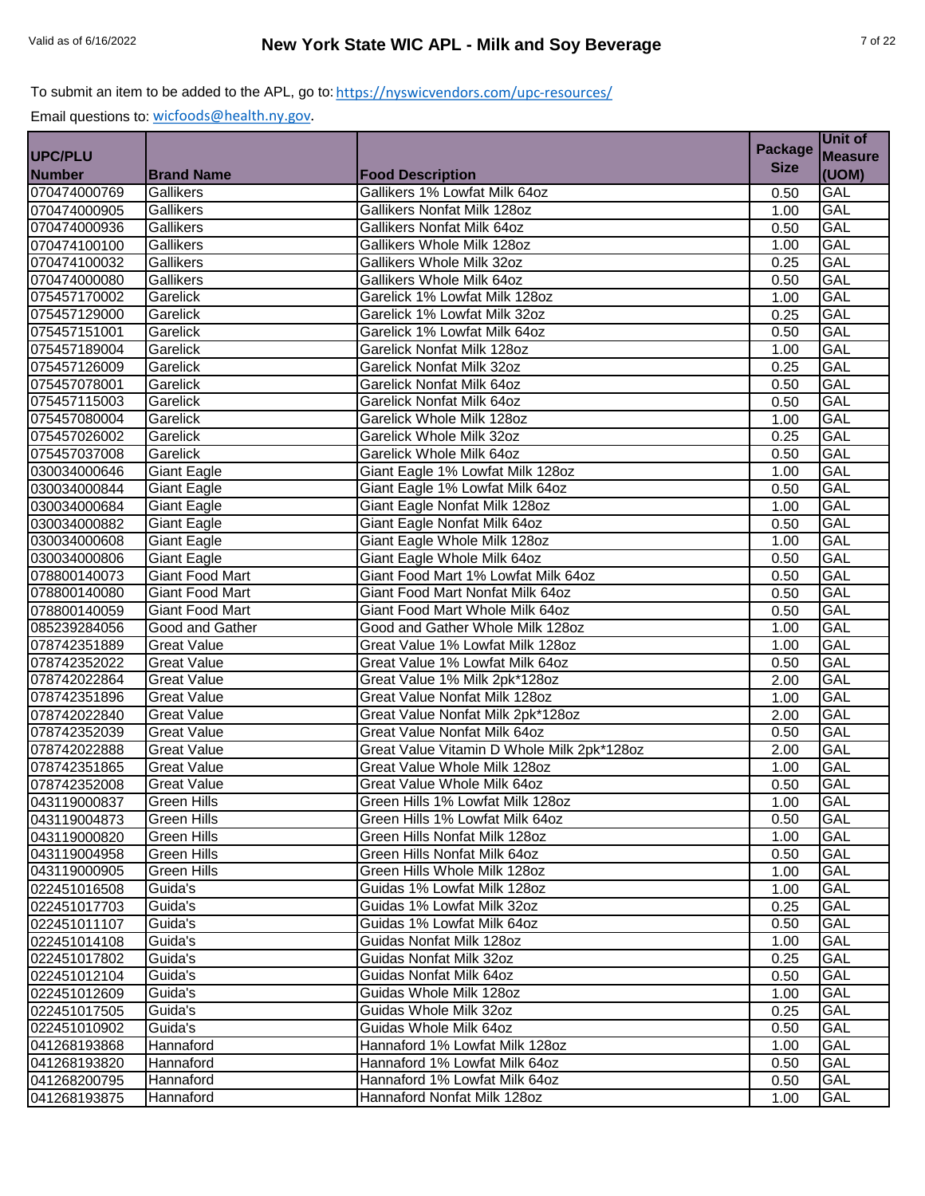To submit an item to be added to the APL, go to: https://nyswicvendors.com/upc-resources/

Email questions to: wicfoods@health.ny.gov.

| UPC/PLU Number | Brand Name | Food Description | Package Size | Unit of Measure (UOM) |
|---|---|---|---|---|
| 070474000769 | Gallikers | Gallikers 1% Lowfat Milk 64oz | 0.50 | GAL |
| 070474000905 | Gallikers | Gallikers Nonfat Milk 128oz | 1.00 | GAL |
| 070474000936 | Gallikers | Gallikers Nonfat Milk 64oz | 0.50 | GAL |
| 070474100100 | Gallikers | Gallikers Whole Milk 128oz | 1.00 | GAL |
| 070474100032 | Gallikers | Gallikers Whole Milk 32oz | 0.25 | GAL |
| 070474000080 | Gallikers | Gallikers Whole Milk 64oz | 0.50 | GAL |
| 075457170002 | Garelick | Garelick 1% Lowfat Milk 128oz | 1.00 | GAL |
| 075457129000 | Garelick | Garelick 1% Lowfat Milk 32oz | 0.25 | GAL |
| 075457151001 | Garelick | Garelick 1% Lowfat Milk 64oz | 0.50 | GAL |
| 075457189004 | Garelick | Garelick Nonfat Milk 128oz | 1.00 | GAL |
| 075457126009 | Garelick | Garelick Nonfat Milk 32oz | 0.25 | GAL |
| 075457078001 | Garelick | Garelick Nonfat Milk 64oz | 0.50 | GAL |
| 075457115003 | Garelick | Garelick Nonfat Milk 64oz | 0.50 | GAL |
| 075457080004 | Garelick | Garelick Whole Milk 128oz | 1.00 | GAL |
| 075457026002 | Garelick | Garelick Whole Milk 32oz | 0.25 | GAL |
| 075457037008 | Garelick | Garelick Whole Milk 64oz | 0.50 | GAL |
| 030034000646 | Giant Eagle | Giant Eagle 1% Lowfat Milk 128oz | 1.00 | GAL |
| 030034000844 | Giant Eagle | Giant Eagle 1% Lowfat Milk 64oz | 0.50 | GAL |
| 030034000684 | Giant Eagle | Giant Eagle Nonfat Milk 128oz | 1.00 | GAL |
| 030034000882 | Giant Eagle | Giant Eagle Nonfat Milk 64oz | 0.50 | GAL |
| 030034000608 | Giant Eagle | Giant Eagle Whole Milk 128oz | 1.00 | GAL |
| 030034000806 | Giant Eagle | Giant Eagle Whole Milk 64oz | 0.50 | GAL |
| 078800140073 | Giant Food Mart | Giant Food Mart 1% Lowfat Milk 64oz | 0.50 | GAL |
| 078800140080 | Giant Food Mart | Giant Food Mart Nonfat Milk 64oz | 0.50 | GAL |
| 078800140059 | Giant Food Mart | Giant Food Mart Whole Milk 64oz | 0.50 | GAL |
| 085239284056 | Good and Gather | Good and Gather Whole Milk 128oz | 1.00 | GAL |
| 078742351889 | Great Value | Great Value 1% Lowfat Milk 128oz | 1.00 | GAL |
| 078742352022 | Great Value | Great Value 1% Lowfat Milk 64oz | 0.50 | GAL |
| 078742022864 | Great Value | Great Value 1% Milk 2pk*128oz | 2.00 | GAL |
| 078742351896 | Great Value | Great Value Nonfat Milk 128oz | 1.00 | GAL |
| 078742022840 | Great Value | Great Value Nonfat Milk 2pk*128oz | 2.00 | GAL |
| 078742352039 | Great Value | Great Value Nonfat Milk 64oz | 0.50 | GAL |
| 078742022888 | Great Value | Great Value Vitamin D Whole Milk 2pk*128oz | 2.00 | GAL |
| 078742351865 | Great Value | Great Value Whole Milk 128oz | 1.00 | GAL |
| 078742352008 | Great Value | Great Value Whole Milk 64oz | 0.50 | GAL |
| 043119000837 | Green Hills | Green Hills 1% Lowfat Milk 128oz | 1.00 | GAL |
| 043119004873 | Green Hills | Green Hills 1% Lowfat Milk 64oz | 0.50 | GAL |
| 043119000820 | Green Hills | Green Hills Nonfat Milk 128oz | 1.00 | GAL |
| 043119004958 | Green Hills | Green Hills Nonfat Milk 64oz | 0.50 | GAL |
| 043119000905 | Green Hills | Green Hills Whole Milk 128oz | 1.00 | GAL |
| 022451016508 | Guida's | Guidas 1% Lowfat Milk 128oz | 1.00 | GAL |
| 022451017703 | Guida's | Guidas 1% Lowfat Milk 32oz | 0.25 | GAL |
| 022451011107 | Guida's | Guidas 1% Lowfat Milk 64oz | 0.50 | GAL |
| 022451014108 | Guida's | Guidas Nonfat Milk 128oz | 1.00 | GAL |
| 022451017802 | Guida's | Guidas Nonfat Milk 32oz | 0.25 | GAL |
| 022451012104 | Guida's | Guidas Nonfat Milk 64oz | 0.50 | GAL |
| 022451012609 | Guida's | Guidas Whole Milk 128oz | 1.00 | GAL |
| 022451017505 | Guida's | Guidas Whole Milk 32oz | 0.25 | GAL |
| 022451010902 | Guida's | Guidas Whole Milk 64oz | 0.50 | GAL |
| 041268193868 | Hannaford | Hannaford 1% Lowfat Milk 128oz | 1.00 | GAL |
| 041268193820 | Hannaford | Hannaford 1% Lowfat Milk 64oz | 0.50 | GAL |
| 041268200795 | Hannaford | Hannaford 1% Lowfat Milk 64oz | 0.50 | GAL |
| 041268193875 | Hannaford | Hannaford Nonfat Milk 128oz | 1.00 | GAL |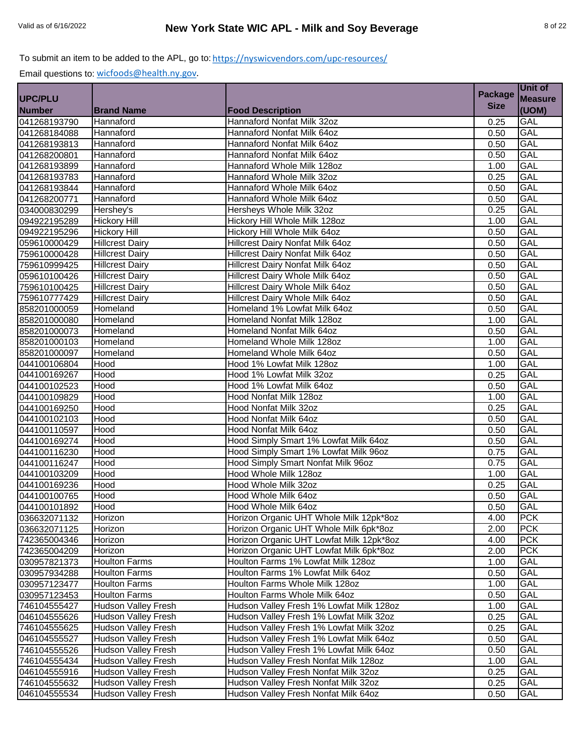To submit an item to be added to the APL, go to: https://nyswicvendors.com/upc-resources/

Email questions to: wicfoods@health.ny.gov.

| UPC/PLU Number | Brand Name | Food Description | Package Size | Unit of Measure (UOM) |
|---|---|---|---|---|
| 041268193790 | Hannaford | Hannaford Nonfat Milk 32oz | 0.25 | GAL |
| 041268184088 | Hannaford | Hannaford Nonfat Milk 64oz | 0.50 | GAL |
| 041268193813 | Hannaford | Hannaford Nonfat Milk 64oz | 0.50 | GAL |
| 041268200801 | Hannaford | Hannaford Nonfat Milk 64oz | 0.50 | GAL |
| 041268193899 | Hannaford | Hannaford Whole Milk 128oz | 1.00 | GAL |
| 041268193783 | Hannaford | Hannaford Whole Milk 32oz | 0.25 | GAL |
| 041268193844 | Hannaford | Hannaford Whole Milk 64oz | 0.50 | GAL |
| 041268200771 | Hannaford | Hannaford Whole Milk 64oz | 0.50 | GAL |
| 034000830299 | Hershey's | Hersheys Whole Milk 32oz | 0.25 | GAL |
| 094922195289 | Hickory Hill | Hickory Hill Whole Milk 128oz | 1.00 | GAL |
| 094922195296 | Hickory Hill | Hickory Hill Whole Milk 64oz | 0.50 | GAL |
| 059610000429 | Hillcrest Dairy | Hillcrest Dairy Nonfat Milk 64oz | 0.50 | GAL |
| 759610000428 | Hillcrest Dairy | Hillcrest Dairy Nonfat Milk 64oz | 0.50 | GAL |
| 759610999425 | Hillcrest Dairy | Hillcrest Dairy Nonfat Milk 64oz | 0.50 | GAL |
| 059610100426 | Hillcrest Dairy | Hillcrest Dairy Whole Milk 64oz | 0.50 | GAL |
| 759610100425 | Hillcrest Dairy | Hillcrest Dairy Whole Milk 64oz | 0.50 | GAL |
| 759610777429 | Hillcrest Dairy | Hillcrest Dairy Whole Milk 64oz | 0.50 | GAL |
| 858201000059 | Homeland | Homeland 1% Lowfat Milk 64oz | 0.50 | GAL |
| 858201000080 | Homeland | Homeland Nonfat Milk 128oz | 1.00 | GAL |
| 858201000073 | Homeland | Homeland Nonfat Milk 64oz | 0.50 | GAL |
| 858201000103 | Homeland | Homeland Whole Milk 128oz | 1.00 | GAL |
| 858201000097 | Homeland | Homeland Whole Milk 64oz | 0.50 | GAL |
| 044100106804 | Hood | Hood 1% Lowfat Milk 128oz | 1.00 | GAL |
| 044100169267 | Hood | Hood 1% Lowfat Milk 32oz | 0.25 | GAL |
| 044100102523 | Hood | Hood 1% Lowfat Milk 64oz | 0.50 | GAL |
| 044100109829 | Hood | Hood Nonfat Milk 128oz | 1.00 | GAL |
| 044100169250 | Hood | Hood Nonfat Milk 32oz | 0.25 | GAL |
| 044100102103 | Hood | Hood Nonfat Milk 64oz | 0.50 | GAL |
| 044100110597 | Hood | Hood Nonfat Milk 64oz | 0.50 | GAL |
| 044100169274 | Hood | Hood Simply Smart 1% Lowfat Milk 64oz | 0.50 | GAL |
| 044100116230 | Hood | Hood Simply Smart 1% Lowfat Milk 96oz | 0.75 | GAL |
| 044100116247 | Hood | Hood Simply Smart Nonfat Milk 96oz | 0.75 | GAL |
| 044100103209 | Hood | Hood Whole Milk 128oz | 1.00 | GAL |
| 044100169236 | Hood | Hood Whole Milk 32oz | 0.25 | GAL |
| 044100100765 | Hood | Hood Whole Milk 64oz | 0.50 | GAL |
| 044100101892 | Hood | Hood Whole Milk 64oz | 0.50 | GAL |
| 036632071132 | Horizon | Horizon Organic UHT Whole Milk 12pk*8oz | 4.00 | PCK |
| 036632071125 | Horizon | Horizon Organic UHT Whole Milk 6pk*8oz | 2.00 | PCK |
| 742365004346 | Horizon | Horizon Organic UHT Lowfat Milk 12pk*8oz | 4.00 | PCK |
| 742365004209 | Horizon | Horizon Organic UHT Lowfat Milk 6pk*8oz | 2.00 | PCK |
| 030957821373 | Houlton Farms | Houlton Farms 1% Lowfat Milk 128oz | 1.00 | GAL |
| 030957934288 | Houlton Farms | Houlton Farms 1% Lowfat Milk 64oz | 0.50 | GAL |
| 030957123477 | Houlton Farms | Houlton Farms Whole Milk 128oz | 1.00 | GAL |
| 030957123453 | Houlton Farms | Houlton Farms Whole Milk 64oz | 0.50 | GAL |
| 746104555427 | Hudson Valley Fresh | Hudson Valley Fresh 1% Lowfat Milk 128oz | 1.00 | GAL |
| 046104555626 | Hudson Valley Fresh | Hudson Valley Fresh 1% Lowfat Milk 32oz | 0.25 | GAL |
| 746104555625 | Hudson Valley Fresh | Hudson Valley Fresh 1% Lowfat Milk 32oz | 0.25 | GAL |
| 046104555527 | Hudson Valley Fresh | Hudson Valley Fresh 1% Lowfat Milk 64oz | 0.50 | GAL |
| 746104555526 | Hudson Valley Fresh | Hudson Valley Fresh 1% Lowfat Milk 64oz | 0.50 | GAL |
| 746104555434 | Hudson Valley Fresh | Hudson Valley Fresh Nonfat Milk 128oz | 1.00 | GAL |
| 046104555916 | Hudson Valley Fresh | Hudson Valley Fresh Nonfat Milk 32oz | 0.25 | GAL |
| 746104555632 | Hudson Valley Fresh | Hudson Valley Fresh Nonfat Milk 32oz | 0.25 | GAL |
| 046104555534 | Hudson Valley Fresh | Hudson Valley Fresh Nonfat Milk 64oz | 0.50 | GAL |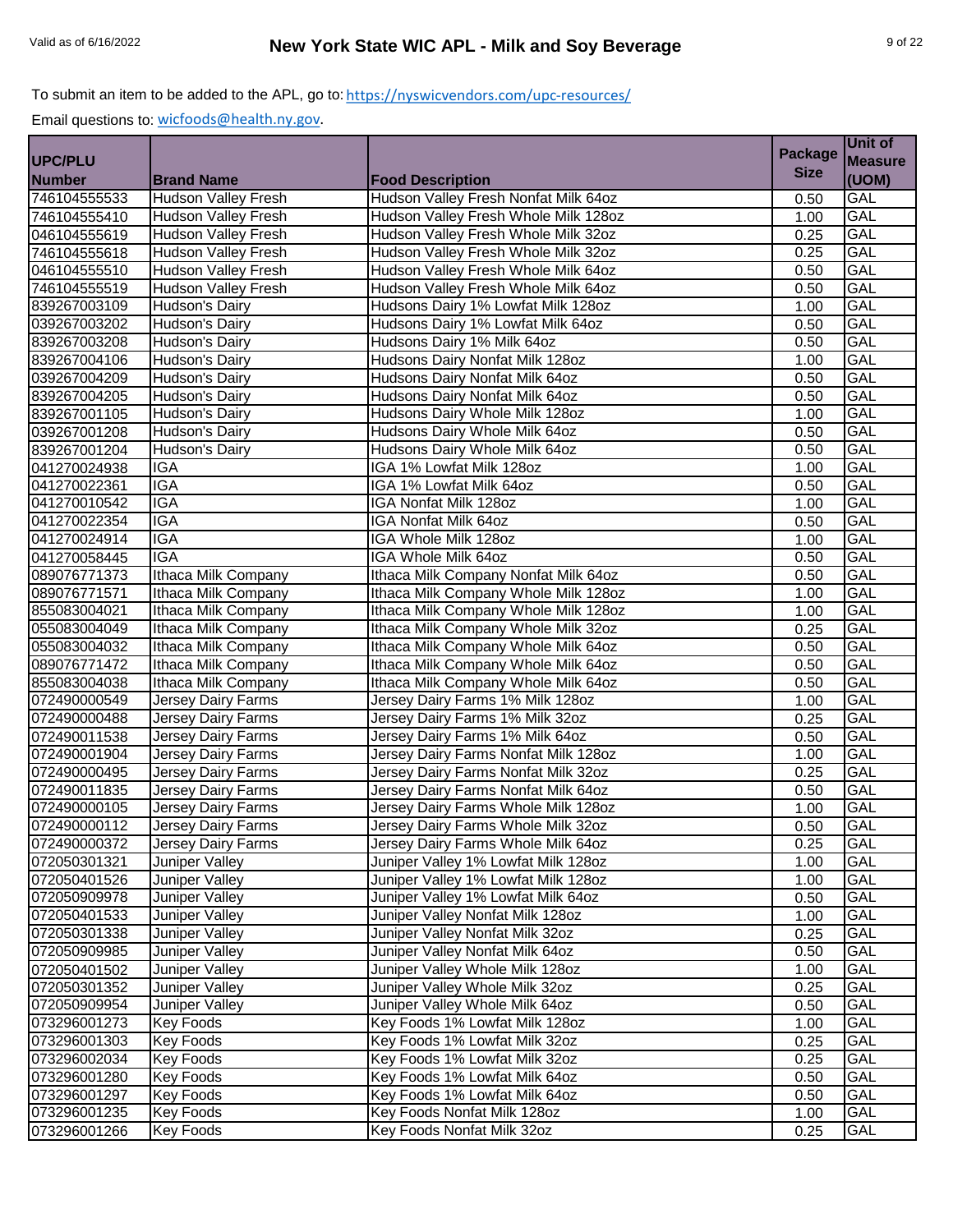To submit an item to be added to the APL, go to: https://nyswicvendors.com/upc-resources/

Email questions to: wicfoods@health.ny.gov.

| UPC/PLU Number | Brand Name | Food Description | Package Size | Unit of Measure (UOM) |
|---|---|---|---|---|
| 746104555533 | Hudson Valley Fresh | Hudson Valley Fresh Nonfat Milk 64oz | 0.50 | GAL |
| 746104555410 | Hudson Valley Fresh | Hudson Valley Fresh Whole Milk 128oz | 1.00 | GAL |
| 046104555619 | Hudson Valley Fresh | Hudson Valley Fresh Whole Milk 32oz | 0.25 | GAL |
| 746104555618 | Hudson Valley Fresh | Hudson Valley Fresh Whole Milk 32oz | 0.25 | GAL |
| 046104555510 | Hudson Valley Fresh | Hudson Valley Fresh Whole Milk 64oz | 0.50 | GAL |
| 746104555519 | Hudson Valley Fresh | Hudson Valley Fresh Whole Milk 64oz | 0.50 | GAL |
| 839267003109 | Hudson's Dairy | Hudsons Dairy 1% Lowfat Milk 128oz | 1.00 | GAL |
| 039267003202 | Hudson's Dairy | Hudsons Dairy 1% Lowfat Milk 64oz | 0.50 | GAL |
| 839267003208 | Hudson's Dairy | Hudsons Dairy 1% Milk 64oz | 0.50 | GAL |
| 839267004106 | Hudson's Dairy | Hudsons Dairy Nonfat Milk 128oz | 1.00 | GAL |
| 039267004209 | Hudson's Dairy | Hudsons Dairy Nonfat Milk 64oz | 0.50 | GAL |
| 839267004205 | Hudson's Dairy | Hudsons Dairy Nonfat Milk 64oz | 0.50 | GAL |
| 839267001105 | Hudson's Dairy | Hudsons Dairy Whole Milk 128oz | 1.00 | GAL |
| 039267001208 | Hudson's Dairy | Hudsons Dairy Whole Milk 64oz | 0.50 | GAL |
| 839267001204 | Hudson's Dairy | Hudsons Dairy Whole Milk 64oz | 0.50 | GAL |
| 041270024938 | IGA | IGA 1% Lowfat Milk 128oz | 1.00 | GAL |
| 041270022361 | IGA | IGA 1% Lowfat Milk 64oz | 0.50 | GAL |
| 041270010542 | IGA | IGA Nonfat Milk 128oz | 1.00 | GAL |
| 041270022354 | IGA | IGA Nonfat Milk 64oz | 0.50 | GAL |
| 041270024914 | IGA | IGA Whole Milk 128oz | 1.00 | GAL |
| 041270058445 | IGA | IGA Whole Milk 64oz | 0.50 | GAL |
| 089076771373 | Ithaca Milk Company | Ithaca Milk Company Nonfat Milk 64oz | 0.50 | GAL |
| 089076771571 | Ithaca Milk Company | Ithaca Milk Company Whole Milk 128oz | 1.00 | GAL |
| 855083004021 | Ithaca Milk Company | Ithaca Milk Company Whole Milk 128oz | 1.00 | GAL |
| 055083004049 | Ithaca Milk Company | Ithaca Milk Company Whole Milk 32oz | 0.25 | GAL |
| 055083004032 | Ithaca Milk Company | Ithaca Milk Company Whole Milk 64oz | 0.50 | GAL |
| 089076771472 | Ithaca Milk Company | Ithaca Milk Company Whole Milk 64oz | 0.50 | GAL |
| 855083004038 | Ithaca Milk Company | Ithaca Milk Company Whole Milk 64oz | 0.50 | GAL |
| 072490000549 | Jersey Dairy Farms | Jersey Dairy Farms 1% Milk 128oz | 1.00 | GAL |
| 072490000488 | Jersey Dairy Farms | Jersey Dairy Farms 1% Milk 32oz | 0.25 | GAL |
| 072490011538 | Jersey Dairy Farms | Jersey Dairy Farms 1% Milk 64oz | 0.50 | GAL |
| 072490001904 | Jersey Dairy Farms | Jersey Dairy Farms Nonfat Milk 128oz | 1.00 | GAL |
| 072490000495 | Jersey Dairy Farms | Jersey Dairy Farms Nonfat Milk 32oz | 0.25 | GAL |
| 072490011835 | Jersey Dairy Farms | Jersey Dairy Farms Nonfat Milk 64oz | 0.50 | GAL |
| 072490000105 | Jersey Dairy Farms | Jersey Dairy Farms Whole Milk 128oz | 1.00 | GAL |
| 072490000112 | Jersey Dairy Farms | Jersey Dairy Farms Whole Milk 32oz | 0.50 | GAL |
| 072490000372 | Jersey Dairy Farms | Jersey Dairy Farms Whole Milk 64oz | 0.25 | GAL |
| 072050301321 | Juniper Valley | Juniper Valley 1% Lowfat Milk 128oz | 1.00 | GAL |
| 072050401526 | Juniper Valley | Juniper Valley 1% Lowfat Milk 128oz | 1.00 | GAL |
| 072050909978 | Juniper Valley | Juniper Valley 1% Lowfat Milk 64oz | 0.50 | GAL |
| 072050401533 | Juniper Valley | Juniper Valley Nonfat Milk 128oz | 1.00 | GAL |
| 072050301338 | Juniper Valley | Juniper Valley Nonfat Milk 32oz | 0.25 | GAL |
| 072050909985 | Juniper Valley | Juniper Valley Nonfat Milk 64oz | 0.50 | GAL |
| 072050401502 | Juniper Valley | Juniper Valley Whole Milk 128oz | 1.00 | GAL |
| 072050301352 | Juniper Valley | Juniper Valley Whole Milk 32oz | 0.25 | GAL |
| 072050909954 | Juniper Valley | Juniper Valley Whole Milk 64oz | 0.50 | GAL |
| 073296001273 | Key Foods | Key Foods 1% Lowfat Milk 128oz | 1.00 | GAL |
| 073296001303 | Key Foods | Key Foods 1% Lowfat Milk 32oz | 0.25 | GAL |
| 073296002034 | Key Foods | Key Foods 1% Lowfat Milk 32oz | 0.25 | GAL |
| 073296001280 | Key Foods | Key Foods 1% Lowfat Milk 64oz | 0.50 | GAL |
| 073296001297 | Key Foods | Key Foods 1% Lowfat Milk 64oz | 0.50 | GAL |
| 073296001235 | Key Foods | Key Foods Nonfat Milk 128oz | 1.00 | GAL |
| 073296001266 | Key Foods | Key Foods Nonfat Milk 32oz | 0.25 | GAL |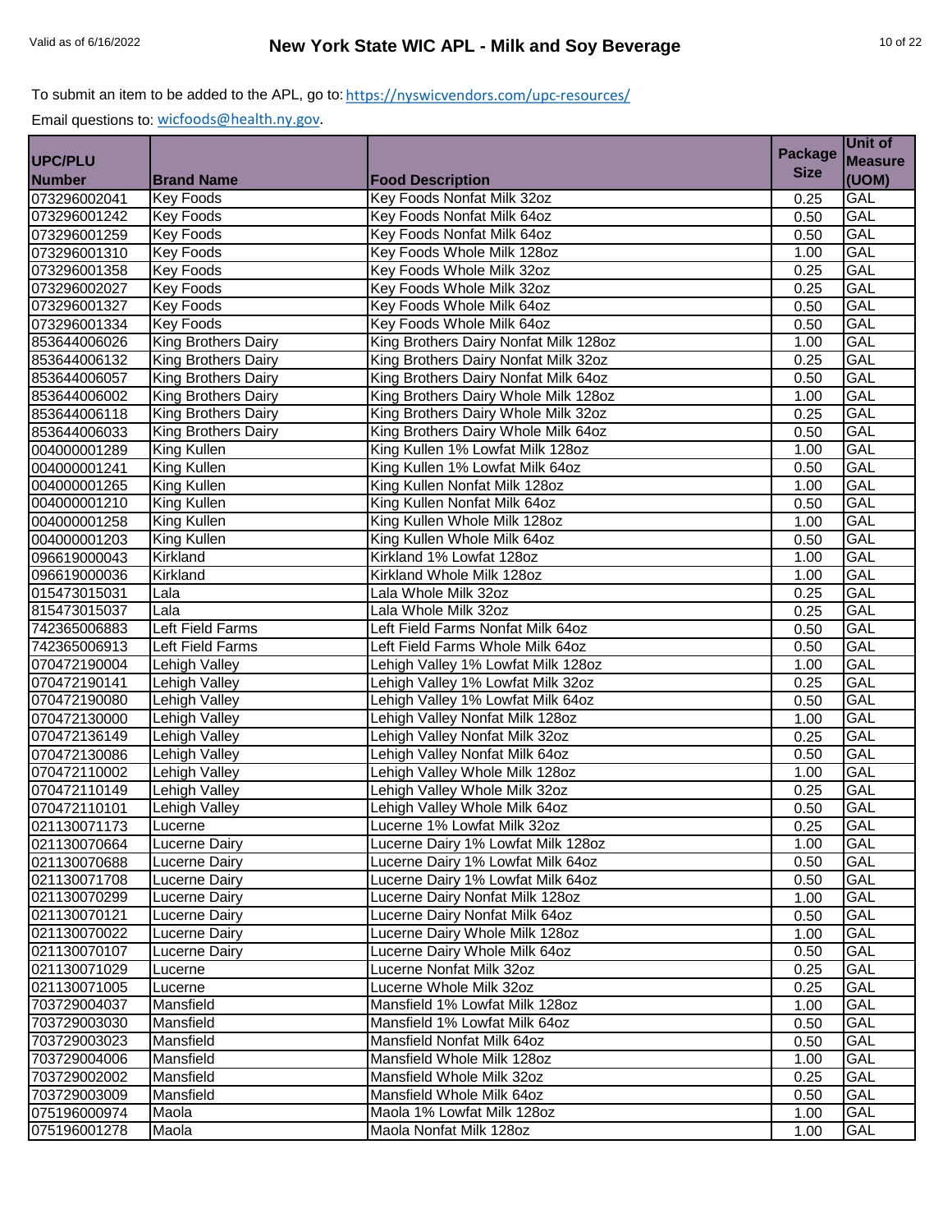To submit an item to be added to the APL, go to: https://nyswicvendors.com/upc-resources/

Email questions to: wicfoods@health.ny.gov.

| UPC/PLU Number | Brand Name | Food Description | Package Size | Unit of Measure (UOM) |
|---|---|---|---|---|
| 073296002041 | Key Foods | Key Foods Nonfat Milk 32oz | 0.25 | GAL |
| 073296001242 | Key Foods | Key Foods Nonfat Milk 64oz | 0.50 | GAL |
| 073296001259 | Key Foods | Key Foods Nonfat Milk 64oz | 0.50 | GAL |
| 073296001310 | Key Foods | Key Foods Whole Milk 128oz | 1.00 | GAL |
| 073296001358 | Key Foods | Key Foods Whole Milk 32oz | 0.25 | GAL |
| 073296002027 | Key Foods | Key Foods Whole Milk 32oz | 0.25 | GAL |
| 073296001327 | Key Foods | Key Foods Whole Milk 64oz | 0.50 | GAL |
| 073296001334 | Key Foods | Key Foods Whole Milk 64oz | 0.50 | GAL |
| 853644006026 | King Brothers Dairy | King Brothers Dairy Nonfat Milk 128oz | 1.00 | GAL |
| 853644006132 | King Brothers Dairy | King Brothers Dairy Nonfat Milk 32oz | 0.25 | GAL |
| 853644006057 | King Brothers Dairy | King Brothers Dairy Nonfat Milk 64oz | 0.50 | GAL |
| 853644006002 | King Brothers Dairy | King Brothers Dairy Whole Milk 128oz | 1.00 | GAL |
| 853644006118 | King Brothers Dairy | King Brothers Dairy Whole Milk 32oz | 0.25 | GAL |
| 853644006033 | King Brothers Dairy | King Brothers Dairy Whole Milk 64oz | 0.50 | GAL |
| 004000001289 | King Kullen | King Kullen 1% Lowfat Milk 128oz | 1.00 | GAL |
| 004000001241 | King Kullen | King Kullen 1% Lowfat Milk 64oz | 0.50 | GAL |
| 004000001265 | King Kullen | King Kullen Nonfat Milk 128oz | 1.00 | GAL |
| 004000001210 | King Kullen | King Kullen Nonfat Milk 64oz | 0.50 | GAL |
| 004000001258 | King Kullen | King Kullen Whole Milk 128oz | 1.00 | GAL |
| 004000001203 | King Kullen | King Kullen Whole Milk 64oz | 0.50 | GAL |
| 096619000043 | Kirkland | Kirkland 1% Lowfat 128oz | 1.00 | GAL |
| 096619000036 | Kirkland | Kirkland Whole Milk 128oz | 1.00 | GAL |
| 015473015031 | Lala | Lala Whole Milk 32oz | 0.25 | GAL |
| 815473015037 | Lala | Lala Whole Milk 32oz | 0.25 | GAL |
| 742365006883 | Left Field Farms | Left Field Farms Nonfat Milk 64oz | 0.50 | GAL |
| 742365006913 | Left Field Farms | Left Field Farms Whole Milk 64oz | 0.50 | GAL |
| 070472190004 | Lehigh Valley | Lehigh Valley 1% Lowfat Milk 128oz | 1.00 | GAL |
| 070472190141 | Lehigh Valley | Lehigh Valley 1% Lowfat Milk 32oz | 0.25 | GAL |
| 070472190080 | Lehigh Valley | Lehigh Valley 1% Lowfat Milk 64oz | 0.50 | GAL |
| 070472130000 | Lehigh Valley | Lehigh Valley Nonfat Milk 128oz | 1.00 | GAL |
| 070472136149 | Lehigh Valley | Lehigh Valley Nonfat Milk 32oz | 0.25 | GAL |
| 070472130086 | Lehigh Valley | Lehigh Valley Nonfat Milk 64oz | 0.50 | GAL |
| 070472110002 | Lehigh Valley | Lehigh Valley Whole Milk 128oz | 1.00 | GAL |
| 070472110149 | Lehigh Valley | Lehigh Valley Whole Milk 32oz | 0.25 | GAL |
| 070472110101 | Lehigh Valley | Lehigh Valley Whole Milk 64oz | 0.50 | GAL |
| 021130071173 | Lucerne | Lucerne 1% Lowfat Milk 32oz | 0.25 | GAL |
| 021130070664 | Lucerne Dairy | Lucerne Dairy 1% Lowfat Milk 128oz | 1.00 | GAL |
| 021130070688 | Lucerne Dairy | Lucerne Dairy 1% Lowfat Milk 64oz | 0.50 | GAL |
| 021130071708 | Lucerne Dairy | Lucerne Dairy 1% Lowfat Milk 64oz | 0.50 | GAL |
| 021130070299 | Lucerne Dairy | Lucerne Dairy Nonfat Milk 128oz | 1.00 | GAL |
| 021130070121 | Lucerne Dairy | Lucerne Dairy Nonfat Milk 64oz | 0.50 | GAL |
| 021130070022 | Lucerne Dairy | Lucerne Dairy Whole Milk 128oz | 1.00 | GAL |
| 021130070107 | Lucerne Dairy | Lucerne Dairy Whole Milk 64oz | 0.50 | GAL |
| 021130071029 | Lucerne | Lucerne Nonfat Milk 32oz | 0.25 | GAL |
| 021130071005 | Lucerne | Lucerne Whole Milk 32oz | 0.25 | GAL |
| 703729004037 | Mansfield | Mansfield 1% Lowfat Milk 128oz | 1.00 | GAL |
| 703729003030 | Mansfield | Mansfield 1% Lowfat Milk 64oz | 0.50 | GAL |
| 703729003023 | Mansfield | Mansfield Nonfat Milk 64oz | 0.50 | GAL |
| 703729004006 | Mansfield | Mansfield Whole Milk 128oz | 1.00 | GAL |
| 703729002002 | Mansfield | Mansfield Whole Milk 32oz | 0.25 | GAL |
| 703729003009 | Mansfield | Mansfield Whole Milk 64oz | 0.50 | GAL |
| 075196000974 | Maola | Maola 1% Lowfat Milk 128oz | 1.00 | GAL |
| 075196001278 | Maola | Maola Nonfat Milk 128oz | 1.00 | GAL |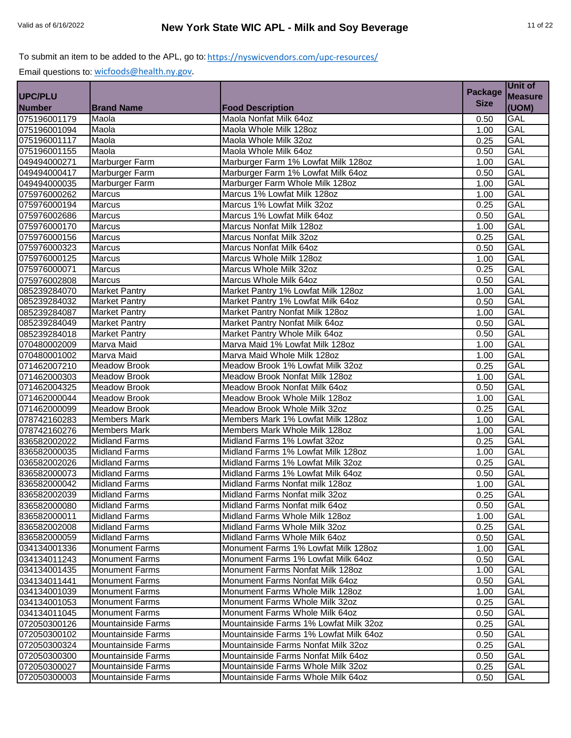To submit an item to be added to the APL, go to: https://nyswicvendors.com/upc-resources/

Email questions to: wicfoods@health.ny.gov.

| UPC/PLU Number | Brand Name | Food Description | Package Size | Unit of Measure (UOM) |
|---|---|---|---|---|
| 075196001179 | Maola | Maola Nonfat Milk 64oz | 0.50 | GAL |
| 075196001094 | Maola | Maola Whole Milk 128oz | 1.00 | GAL |
| 075196001117 | Maola | Maola Whole Milk 32oz | 0.25 | GAL |
| 075196001155 | Maola | Maola Whole Milk 64oz | 0.50 | GAL |
| 049494000271 | Marburger Farm | Marburger Farm 1% Lowfat Milk 128oz | 1.00 | GAL |
| 049494000417 | Marburger Farm | Marburger Farm 1% Lowfat Milk 64oz | 0.50 | GAL |
| 049494000035 | Marburger Farm | Marburger Farm Whole Milk 128oz | 1.00 | GAL |
| 075976000262 | Marcus | Marcus 1% Lowfat Milk 128oz | 1.00 | GAL |
| 075976000194 | Marcus | Marcus 1% Lowfat Milk 32oz | 0.25 | GAL |
| 075976002686 | Marcus | Marcus 1% Lowfat Milk 64oz | 0.50 | GAL |
| 075976000170 | Marcus | Marcus Nonfat Milk 128oz | 1.00 | GAL |
| 075976000156 | Marcus | Marcus Nonfat Milk 32oz | 0.25 | GAL |
| 075976000323 | Marcus | Marcus Nonfat Milk 64oz | 0.50 | GAL |
| 075976000125 | Marcus | Marcus Whole Milk 128oz | 1.00 | GAL |
| 075976000071 | Marcus | Marcus Whole Milk 32oz | 0.25 | GAL |
| 075976002808 | Marcus | Marcus Whole Milk 64oz | 0.50 | GAL |
| 085239284070 | Market Pantry | Market Pantry 1% Lowfat Milk 128oz | 1.00 | GAL |
| 085239284032 | Market Pantry | Market Pantry 1% Lowfat Milk 64oz | 0.50 | GAL |
| 085239284087 | Market Pantry | Market Pantry Nonfat Milk 128oz | 1.00 | GAL |
| 085239284049 | Market Pantry | Market Pantry Nonfat Milk 64oz | 0.50 | GAL |
| 085239284018 | Market Pantry | Market Pantry Whole Milk 64oz | 0.50 | GAL |
| 070480002009 | Marva Maid | Marva Maid 1% Lowfat Milk 128oz | 1.00 | GAL |
| 070480001002 | Marva Maid | Marva Maid Whole Milk 128oz | 1.00 | GAL |
| 071462007210 | Meadow Brook | Meadow Brook 1% Lowfat Milk 32oz | 0.25 | GAL |
| 071462000303 | Meadow Brook | Meadow Brook Nonfat Milk 128oz | 1.00 | GAL |
| 071462004325 | Meadow Brook | Meadow Brook Nonfat Milk 64oz | 0.50 | GAL |
| 071462000044 | Meadow Brook | Meadow Brook Whole Milk 128oz | 1.00 | GAL |
| 071462000099 | Meadow Brook | Meadow Brook Whole Milk 32oz | 0.25 | GAL |
| 078742160283 | Members Mark | Members Mark 1% Lowfat Milk 128oz | 1.00 | GAL |
| 078742160276 | Members Mark | Members Mark Whole Milk 128oz | 1.00 | GAL |
| 836582002022 | Midland Farms | Midland Farms 1% Lowfat 32oz | 0.25 | GAL |
| 836582000035 | Midland Farms | Midland Farms 1% Lowfat Milk 128oz | 1.00 | GAL |
| 036582002026 | Midland Farms | Midland Farms 1% Lowfat Milk 32oz | 0.25 | GAL |
| 836582000073 | Midland Farms | Midland Farms 1% Lowfat Milk 64oz | 0.50 | GAL |
| 836582000042 | Midland Farms | Midland Farms Nonfat milk 128oz | 1.00 | GAL |
| 836582002039 | Midland Farms | Midland Farms Nonfat milk 32oz | 0.25 | GAL |
| 836582000080 | Midland Farms | Midland Farms Nonfat milk 64oz | 0.50 | GAL |
| 836582000011 | Midland Farms | Midland Farms Whole Milk 128oz | 1.00 | GAL |
| 836582002008 | Midland Farms | Midland Farms Whole Milk 32oz | 0.25 | GAL |
| 836582000059 | Midland Farms | Midland Farms Whole Milk 64oz | 0.50 | GAL |
| 034134001336 | Monument Farms | Monument Farms 1% Lowfat Milk 128oz | 1.00 | GAL |
| 034134011243 | Monument Farms | Monument Farms 1% Lowfat Milk 64oz | 0.50 | GAL |
| 034134001435 | Monument Farms | Monument Farms Nonfat Milk 128oz | 1.00 | GAL |
| 034134011441 | Monument Farms | Monument Farms Nonfat Milk 64oz | 0.50 | GAL |
| 034134001039 | Monument Farms | Monument Farms Whole Milk 128oz | 1.00 | GAL |
| 034134001053 | Monument Farms | Monument Farms Whole Milk 32oz | 0.25 | GAL |
| 034134011045 | Monument Farms | Monument Farms Whole Milk 64oz | 0.50 | GAL |
| 072050300126 | Mountainside Farms | Mountainside Farms 1% Lowfat Milk 32oz | 0.25 | GAL |
| 072050300102 | Mountainside Farms | Mountainside Farms 1% Lowfat Milk 64oz | 0.50 | GAL |
| 072050300324 | Mountainside Farms | Mountainside Farms Nonfat Milk 32oz | 0.25 | GAL |
| 072050300300 | Mountainside Farms | Mountainside Farms Nonfat Milk 64oz | 0.50 | GAL |
| 072050300027 | Mountainside Farms | Mountainside Farms Whole Milk 32oz | 0.25 | GAL |
| 072050300003 | Mountainside Farms | Mountainside Farms Whole Milk 64oz | 0.50 | GAL |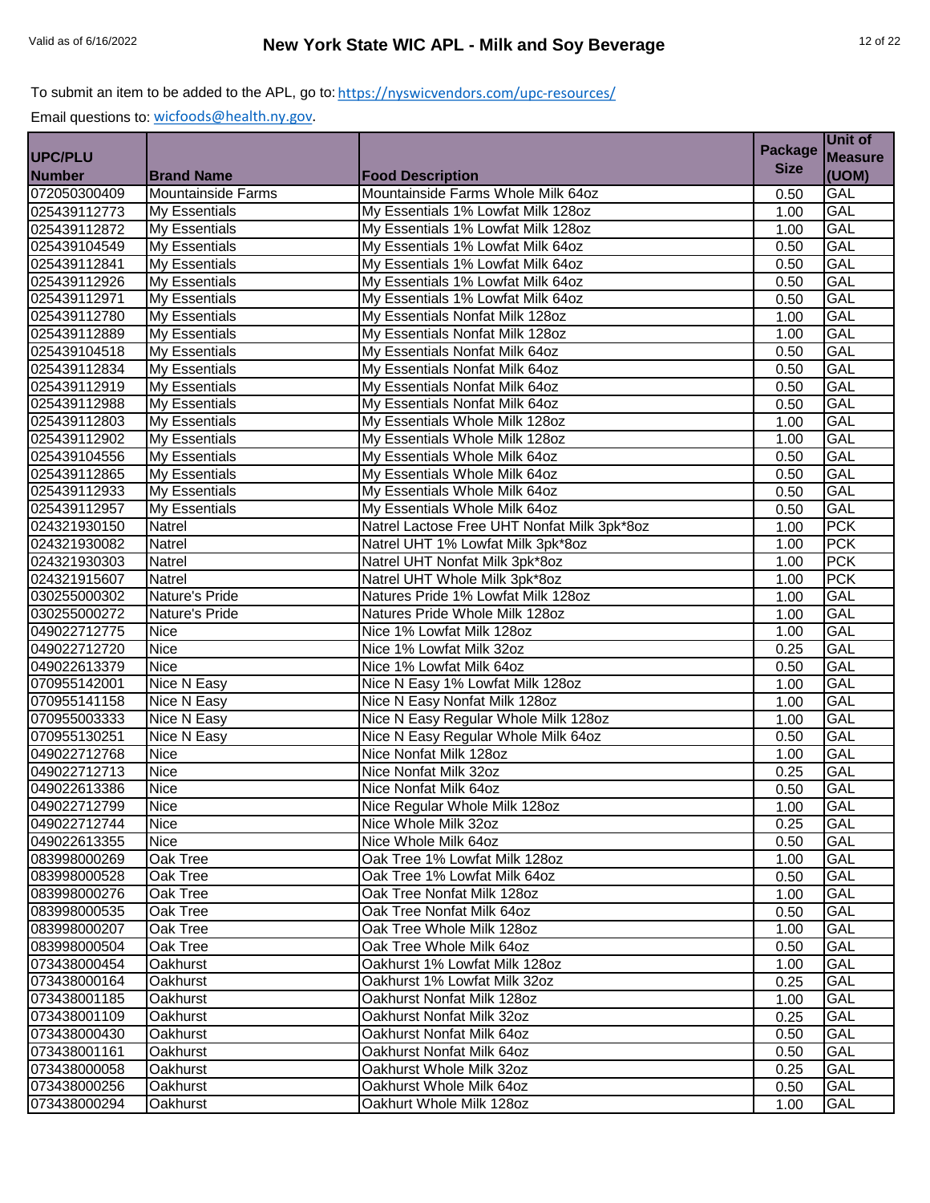To submit an item to be added to the APL, go to: https://nyswicvendors.com/upc-resources/

Email questions to: wicfoods@health.ny.gov.

| UPC/PLU Number | Brand Name | Food Description | Package Size | Unit of Measure (UOM) |
|---|---|---|---|---|
| 072050300409 | Mountainside Farms | Mountainside Farms Whole Milk 64oz | 0.50 | GAL |
| 025439112773 | My Essentials | My Essentials 1% Lowfat Milk 128oz | 1.00 | GAL |
| 025439112872 | My Essentials | My Essentials 1% Lowfat Milk 128oz | 1.00 | GAL |
| 025439104549 | My Essentials | My Essentials 1% Lowfat Milk 64oz | 0.50 | GAL |
| 025439112841 | My Essentials | My Essentials 1% Lowfat Milk 64oz | 0.50 | GAL |
| 025439112926 | My Essentials | My Essentials 1% Lowfat Milk 64oz | 0.50 | GAL |
| 025439112971 | My Essentials | My Essentials 1% Lowfat Milk 64oz | 0.50 | GAL |
| 025439112780 | My Essentials | My Essentials Nonfat Milk 128oz | 1.00 | GAL |
| 025439112889 | My Essentials | My Essentials Nonfat Milk 128oz | 1.00 | GAL |
| 025439104518 | My Essentials | My Essentials Nonfat Milk 64oz | 0.50 | GAL |
| 025439112834 | My Essentials | My Essentials Nonfat Milk 64oz | 0.50 | GAL |
| 025439112919 | My Essentials | My Essentials Nonfat Milk 64oz | 0.50 | GAL |
| 025439112988 | My Essentials | My Essentials Nonfat Milk 64oz | 0.50 | GAL |
| 025439112803 | My Essentials | My Essentials Whole Milk 128oz | 1.00 | GAL |
| 025439112902 | My Essentials | My Essentials Whole Milk 128oz | 1.00 | GAL |
| 025439104556 | My Essentials | My Essentials Whole Milk 64oz | 0.50 | GAL |
| 025439112865 | My Essentials | My Essentials Whole Milk 64oz | 0.50 | GAL |
| 025439112933 | My Essentials | My Essentials Whole Milk 64oz | 0.50 | GAL |
| 025439112957 | My Essentials | My Essentials Whole Milk 64oz | 0.50 | GAL |
| 024321930150 | Natrel | Natrel Lactose Free UHT Nonfat Milk 3pk*8oz | 1.00 | PCK |
| 024321930082 | Natrel | Natrel UHT 1% Lowfat Milk 3pk*8oz | 1.00 | PCK |
| 024321930303 | Natrel | Natrel UHT Nonfat Milk 3pk*8oz | 1.00 | PCK |
| 024321915607 | Natrel | Natrel UHT Whole Milk 3pk*8oz | 1.00 | PCK |
| 030255000302 | Nature's Pride | Natures Pride 1% Lowfat Milk 128oz | 1.00 | GAL |
| 030255000272 | Nature's Pride | Natures Pride Whole Milk 128oz | 1.00 | GAL |
| 049022712775 | Nice | Nice 1% Lowfat Milk 128oz | 1.00 | GAL |
| 049022712720 | Nice | Nice 1% Lowfat Milk 32oz | 0.25 | GAL |
| 049022613379 | Nice | Nice 1% Lowfat Milk 64oz | 0.50 | GAL |
| 070955142001 | Nice N Easy | Nice N Easy 1% Lowfat Milk 128oz | 1.00 | GAL |
| 070955141158 | Nice N Easy | Nice N Easy Nonfat Milk 128oz | 1.00 | GAL |
| 070955003333 | Nice N Easy | Nice N Easy Regular Whole Milk 128oz | 1.00 | GAL |
| 070955130251 | Nice N Easy | Nice N Easy Regular Whole Milk 64oz | 0.50 | GAL |
| 049022712768 | Nice | Nice Nonfat Milk 128oz | 1.00 | GAL |
| 049022712713 | Nice | Nice Nonfat Milk 32oz | 0.25 | GAL |
| 049022613386 | Nice | Nice Nonfat Milk 64oz | 0.50 | GAL |
| 049022712799 | Nice | Nice Regular Whole Milk 128oz | 1.00 | GAL |
| 049022712744 | Nice | Nice Whole Milk 32oz | 0.25 | GAL |
| 049022613355 | Nice | Nice Whole Milk 64oz | 0.50 | GAL |
| 083998000269 | Oak Tree | Oak Tree 1% Lowfat Milk 128oz | 1.00 | GAL |
| 083998000528 | Oak Tree | Oak Tree 1% Lowfat Milk 64oz | 0.50 | GAL |
| 083998000276 | Oak Tree | Oak Tree Nonfat Milk 128oz | 1.00 | GAL |
| 083998000535 | Oak Tree | Oak Tree Nonfat Milk 64oz | 0.50 | GAL |
| 083998000207 | Oak Tree | Oak Tree Whole Milk 128oz | 1.00 | GAL |
| 083998000504 | Oak Tree | Oak Tree Whole Milk 64oz | 0.50 | GAL |
| 073438000454 | Oakhurst | Oakhurst 1% Lowfat Milk 128oz | 1.00 | GAL |
| 073438000164 | Oakhurst | Oakhurst 1% Lowfat Milk 32oz | 0.25 | GAL |
| 073438001185 | Oakhurst | Oakhurst Nonfat Milk 128oz | 1.00 | GAL |
| 073438001109 | Oakhurst | Oakhurst Nonfat Milk 32oz | 0.25 | GAL |
| 073438000430 | Oakhurst | Oakhurst Nonfat Milk 64oz | 0.50 | GAL |
| 073438001161 | Oakhurst | Oakhurst Nonfat Milk 64oz | 0.50 | GAL |
| 073438000058 | Oakhurst | Oakhurst Whole Milk 32oz | 0.25 | GAL |
| 073438000256 | Oakhurst | Oakhurst Whole Milk 64oz | 0.50 | GAL |
| 073438000294 | Oakhurst | Oakhurt Whole Milk 128oz | 1.00 | GAL |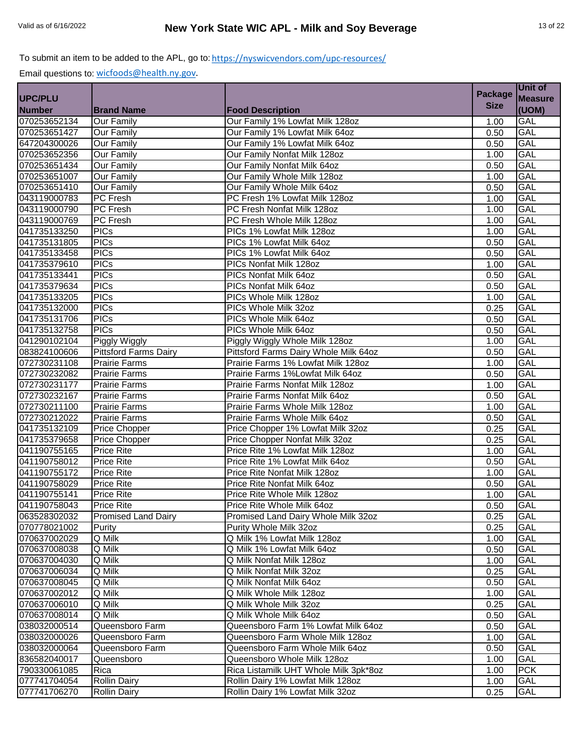To submit an item to be added to the APL, go to: https://nyswicvendors.com/upc-resources/

Email questions to: wicfoods@health.ny.gov.

| UPC/PLU Number | Brand Name | Food Description | Package Size | Unit of Measure (UOM) |
|---|---|---|---|---|
| 070253652134 | Our Family | Our Family 1% Lowfat Milk 128oz | 1.00 | GAL |
| 070253651427 | Our Family | Our Family 1% Lowfat Milk 64oz | 0.50 | GAL |
| 647204300026 | Our Family | Our Family 1% Lowfat Milk 64oz | 0.50 | GAL |
| 070253652356 | Our Family | Our Family Nonfat Milk 128oz | 1.00 | GAL |
| 070253651434 | Our Family | Our Family Nonfat Milk 64oz | 0.50 | GAL |
| 070253651007 | Our Family | Our Family Whole Milk 128oz | 1.00 | GAL |
| 070253651410 | Our Family | Our Family Whole Milk 64oz | 0.50 | GAL |
| 043119000783 | PC Fresh | PC Fresh 1% Lowfat Milk 128oz | 1.00 | GAL |
| 043119000790 | PC Fresh | PC Fresh Nonfat Milk 128oz | 1.00 | GAL |
| 043119000769 | PC Fresh | PC Fresh Whole Milk 128oz | 1.00 | GAL |
| 041735133250 | PICs | PICs 1% Lowfat Milk 128oz | 1.00 | GAL |
| 041735131805 | PICs | PICs 1% Lowfat Milk 64oz | 0.50 | GAL |
| 041735133458 | PICs | PICs 1% Lowfat Milk 64oz | 0.50 | GAL |
| 041735379610 | PICs | PICs Nonfat Milk 128oz | 1.00 | GAL |
| 041735133441 | PICs | PICs Nonfat Milk 64oz | 0.50 | GAL |
| 041735379634 | PICs | PICs Nonfat Milk 64oz | 0.50 | GAL |
| 041735133205 | PICs | PICs Whole Milk 128oz | 1.00 | GAL |
| 041735132000 | PICs | PICs Whole Milk 32oz | 0.25 | GAL |
| 041735131706 | PICs | PICs Whole Milk 64oz | 0.50 | GAL |
| 041735132758 | PICs | PICs Whole Milk 64oz | 0.50 | GAL |
| 041290102104 | Piggly Wiggly | Piggly Wiggly Whole Milk 128oz | 1.00 | GAL |
| 083824100606 | Pittsford Farms Dairy | Pittsford Farms Dairy Whole Milk 64oz | 0.50 | GAL |
| 072730231108 | Prairie Farms | Prairie Farms 1% Lowfat Milk 128oz | 1.00 | GAL |
| 072730232082 | Prairie Farms | Prairie Farms 1%Lowfat Milk 64oz | 0.50 | GAL |
| 072730231177 | Prairie Farms | Prairie Farms Nonfat Milk 128oz | 1.00 | GAL |
| 072730232167 | Prairie Farms | Prairie Farms Nonfat Milk 64oz | 0.50 | GAL |
| 072730211100 | Prairie Farms | Prairie Farms Whole Milk 128oz | 1.00 | GAL |
| 072730212022 | Prairie Farms | Prairie Farms Whole Milk 64oz | 0.50 | GAL |
| 041735132109 | Price Chopper | Price Chopper 1% Lowfat Milk 32oz | 0.25 | GAL |
| 041735379658 | Price Chopper | Price Chopper Nonfat Milk 32oz | 0.25 | GAL |
| 041190755165 | Price Rite | Price Rite 1% Lowfat Milk 128oz | 1.00 | GAL |
| 041190758012 | Price Rite | Price Rite 1% Lowfat Milk 64oz | 0.50 | GAL |
| 041190755172 | Price Rite | Price Rite Nonfat Milk 128oz | 1.00 | GAL |
| 041190758029 | Price Rite | Price Rite Nonfat Milk 64oz | 0.50 | GAL |
| 041190755141 | Price Rite | Price Rite Whole Milk 128oz | 1.00 | GAL |
| 041190758043 | Price Rite | Price Rite Whole Milk 64oz | 0.50 | GAL |
| 063528302032 | Promised Land Dairy | Promised Land Dairy Whole Milk 32oz | 0.25 | GAL |
| 070778021002 | Purity | Purity Whole Milk 32oz | 0.25 | GAL |
| 070637002029 | Q Milk | Q Milk 1% Lowfat Milk 128oz | 1.00 | GAL |
| 070637008038 | Q Milk | Q Milk 1% Lowfat Milk 64oz | 0.50 | GAL |
| 070637004030 | Q Milk | Q Milk Nonfat Milk 128oz | 1.00 | GAL |
| 070637006034 | Q Milk | Q Milk Nonfat Milk 32oz | 0.25 | GAL |
| 070637008045 | Q Milk | Q Milk Nonfat Milk 64oz | 0.50 | GAL |
| 070637002012 | Q Milk | Q Milk Whole Milk 128oz | 1.00 | GAL |
| 070637006010 | Q Milk | Q Milk Whole Milk 32oz | 0.25 | GAL |
| 070637008014 | Q Milk | Q Milk Whole Milk 64oz | 0.50 | GAL |
| 038032000514 | Queensboro Farm | Queensboro Farm 1% Lowfat Milk 64oz | 0.50 | GAL |
| 038032000026 | Queensboro Farm | Queensboro Farm Whole Milk 128oz | 1.00 | GAL |
| 038032000064 | Queensboro Farm | Queensboro Farm Whole Milk 64oz | 0.50 | GAL |
| 836582040017 | Queensboro | Queensboro Whole Milk 128oz | 1.00 | GAL |
| 790330061085 | Rica | Rica Listamilk UHT Whole Milk 3pk*8oz | 1.00 | PCK |
| 077741704054 | Rollin Dairy | Rollin Dairy 1% Lowfat Milk 128oz | 1.00 | GAL |
| 077741706270 | Rollin Dairy | Rollin Dairy 1% Lowfat Milk 32oz | 0.25 | GAL |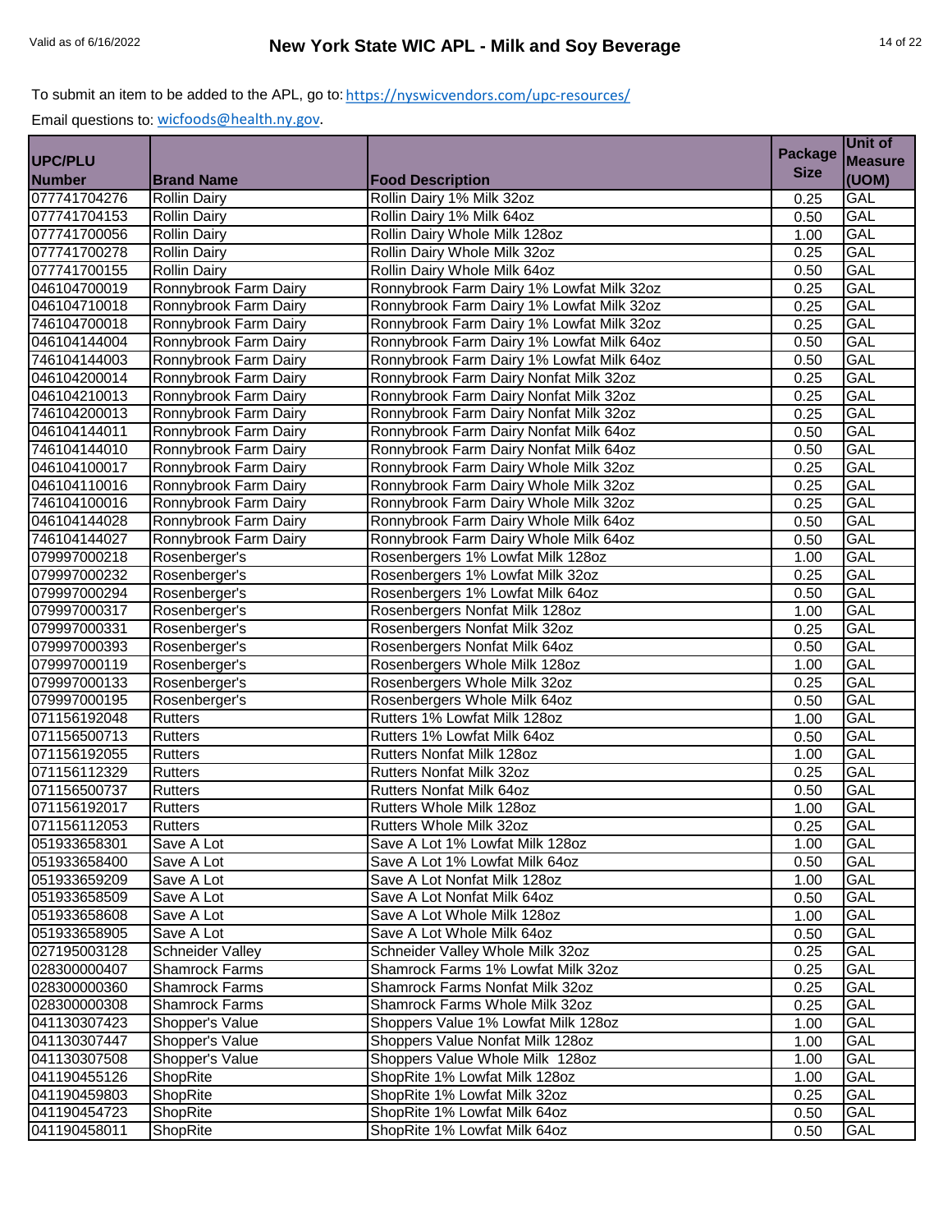To submit an item to be added to the APL, go to: https://nyswicvendors.com/upc-resources/

Email questions to: wicfoods@health.ny.gov.

| UPC/PLU Number | Brand Name | Food Description | Package Size | Unit of Measure (UOM) |
|---|---|---|---|---|
| 077741704276 | Rollin Dairy | Rollin Dairy 1% Milk 32oz | 0.25 | GAL |
| 077741704153 | Rollin Dairy | Rollin Dairy 1% Milk 64oz | 0.50 | GAL |
| 077741700056 | Rollin Dairy | Rollin Dairy Whole Milk 128oz | 1.00 | GAL |
| 077741700278 | Rollin Dairy | Rollin Dairy Whole Milk 32oz | 0.25 | GAL |
| 077741700155 | Rollin Dairy | Rollin Dairy Whole Milk 64oz | 0.50 | GAL |
| 046104700019 | Ronnybrook Farm Dairy | Ronnybrook Farm Dairy 1% Lowfat Milk 32oz | 0.25 | GAL |
| 046104710018 | Ronnybrook Farm Dairy | Ronnybrook Farm Dairy 1% Lowfat Milk 32oz | 0.25 | GAL |
| 746104700018 | Ronnybrook Farm Dairy | Ronnybrook Farm Dairy 1% Lowfat Milk 32oz | 0.25 | GAL |
| 046104144004 | Ronnybrook Farm Dairy | Ronnybrook Farm Dairy 1% Lowfat Milk 64oz | 0.50 | GAL |
| 746104144003 | Ronnybrook Farm Dairy | Ronnybrook Farm Dairy 1% Lowfat Milk 64oz | 0.50 | GAL |
| 046104200014 | Ronnybrook Farm Dairy | Ronnybrook Farm Dairy Nonfat Milk 32oz | 0.25 | GAL |
| 046104210013 | Ronnybrook Farm Dairy | Ronnybrook Farm Dairy Nonfat Milk 32oz | 0.25 | GAL |
| 746104200013 | Ronnybrook Farm Dairy | Ronnybrook Farm Dairy Nonfat Milk 32oz | 0.25 | GAL |
| 046104144011 | Ronnybrook Farm Dairy | Ronnybrook Farm Dairy Nonfat Milk 64oz | 0.50 | GAL |
| 746104144010 | Ronnybrook Farm Dairy | Ronnybrook Farm Dairy Nonfat Milk 64oz | 0.50 | GAL |
| 046104100017 | Ronnybrook Farm Dairy | Ronnybrook Farm Dairy Whole Milk 32oz | 0.25 | GAL |
| 046104110016 | Ronnybrook Farm Dairy | Ronnybrook Farm Dairy Whole Milk 32oz | 0.25 | GAL |
| 746104100016 | Ronnybrook Farm Dairy | Ronnybrook Farm Dairy Whole Milk 32oz | 0.25 | GAL |
| 046104144028 | Ronnybrook Farm Dairy | Ronnybrook Farm Dairy Whole Milk 64oz | 0.50 | GAL |
| 746104144027 | Ronnybrook Farm Dairy | Ronnybrook Farm Dairy Whole Milk 64oz | 0.50 | GAL |
| 079997000218 | Rosenberger's | Rosenbergers 1% Lowfat Milk 128oz | 1.00 | GAL |
| 079997000232 | Rosenberger's | Rosenbergers 1% Lowfat Milk 32oz | 0.25 | GAL |
| 079997000294 | Rosenberger's | Rosenbergers 1% Lowfat Milk 64oz | 0.50 | GAL |
| 079997000317 | Rosenberger's | Rosenbergers Nonfat Milk 128oz | 1.00 | GAL |
| 079997000331 | Rosenberger's | Rosenbergers Nonfat Milk 32oz | 0.25 | GAL |
| 079997000393 | Rosenberger's | Rosenbergers Nonfat Milk 64oz | 0.50 | GAL |
| 079997000119 | Rosenberger's | Rosenbergers Whole Milk 128oz | 1.00 | GAL |
| 079997000133 | Rosenberger's | Rosenbergers Whole Milk 32oz | 0.25 | GAL |
| 079997000195 | Rosenberger's | Rosenbergers Whole Milk 64oz | 0.50 | GAL |
| 071156192048 | Rutters | Rutters 1% Lowfat Milk 128oz | 1.00 | GAL |
| 071156500713 | Rutters | Rutters 1% Lowfat Milk 64oz | 0.50 | GAL |
| 071156192055 | Rutters | Rutters Nonfat Milk 128oz | 1.00 | GAL |
| 071156112329 | Rutters | Rutters Nonfat Milk 32oz | 0.25 | GAL |
| 071156500737 | Rutters | Rutters Nonfat Milk 64oz | 0.50 | GAL |
| 071156192017 | Rutters | Rutters Whole Milk 128oz | 1.00 | GAL |
| 071156112053 | Rutters | Rutters Whole Milk 32oz | 0.25 | GAL |
| 051933658301 | Save A Lot | Save A Lot 1% Lowfat Milk 128oz | 1.00 | GAL |
| 051933658400 | Save A Lot | Save A Lot 1% Lowfat Milk 64oz | 0.50 | GAL |
| 051933659209 | Save A Lot | Save A Lot Nonfat Milk 128oz | 1.00 | GAL |
| 051933658509 | Save A Lot | Save A Lot Nonfat Milk 64oz | 0.50 | GAL |
| 051933658608 | Save A Lot | Save A Lot Whole Milk 128oz | 1.00 | GAL |
| 051933658905 | Save A Lot | Save A Lot Whole Milk 64oz | 0.50 | GAL |
| 027195003128 | Schneider Valley | Schneider Valley Whole Milk 32oz | 0.25 | GAL |
| 028300000407 | Shamrock Farms | Shamrock Farms 1% Lowfat Milk 32oz | 0.25 | GAL |
| 028300000360 | Shamrock Farms | Shamrock Farms Nonfat Milk 32oz | 0.25 | GAL |
| 028300000308 | Shamrock Farms | Shamrock Farms Whole Milk 32oz | 0.25 | GAL |
| 041130307423 | Shopper's Value | Shoppers Value 1% Lowfat Milk 128oz | 1.00 | GAL |
| 041130307447 | Shopper's Value | Shoppers Value Nonfat Milk 128oz | 1.00 | GAL |
| 041130307508 | Shopper's Value | Shoppers Value Whole Milk 128oz | 1.00 | GAL |
| 041190455126 | ShopRite | ShopRite 1% Lowfat Milk 128oz | 1.00 | GAL |
| 041190459803 | ShopRite | ShopRite 1% Lowfat Milk 32oz | 0.25 | GAL |
| 041190454723 | ShopRite | ShopRite 1% Lowfat Milk 64oz | 0.50 | GAL |
| 041190458011 | ShopRite | ShopRite 1% Lowfat Milk 64oz | 0.50 | GAL |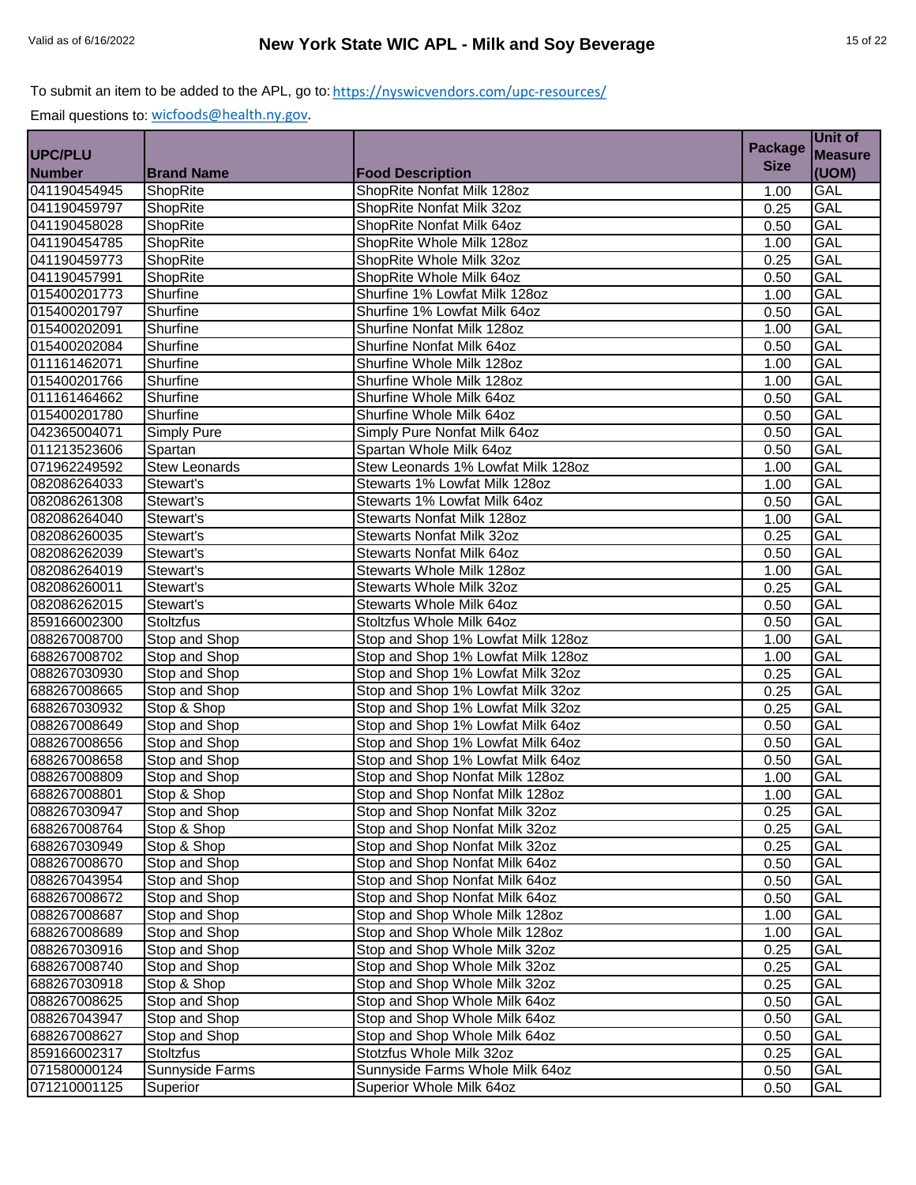To submit an item to be added to the APL, go to: https://nyswicvendors.com/upc-resources/

Email questions to: wicfoods@health.ny.gov.

| UPC/PLU Number | Brand Name | Food Description | Package Size | Unit of Measure (UOM) |
|---|---|---|---|---|
| 041190454945 | ShopRite | ShopRite Nonfat Milk 128oz | 1.00 | GAL |
| 041190459797 | ShopRite | ShopRite Nonfat Milk 32oz | 0.25 | GAL |
| 041190458028 | ShopRite | ShopRite Nonfat Milk 64oz | 0.50 | GAL |
| 041190454785 | ShopRite | ShopRite Whole Milk 128oz | 1.00 | GAL |
| 041190459773 | ShopRite | ShopRite Whole Milk 32oz | 0.25 | GAL |
| 041190457991 | ShopRite | ShopRite Whole Milk 64oz | 0.50 | GAL |
| 015400201773 | Shurfine | Shurfine 1% Lowfat Milk 128oz | 1.00 | GAL |
| 015400201797 | Shurfine | Shurfine 1% Lowfat Milk 64oz | 0.50 | GAL |
| 015400202091 | Shurfine | Shurfine Nonfat Milk 128oz | 1.00 | GAL |
| 015400202084 | Shurfine | Shurfine Nonfat Milk 64oz | 0.50 | GAL |
| 011161462071 | Shurfine | Shurfine Whole Milk 128oz | 1.00 | GAL |
| 015400201766 | Shurfine | Shurfine Whole Milk 128oz | 1.00 | GAL |
| 011161464662 | Shurfine | Shurfine Whole Milk 64oz | 0.50 | GAL |
| 015400201780 | Shurfine | Shurfine Whole Milk 64oz | 0.50 | GAL |
| 042365004071 | Simply Pure | Simply Pure Nonfat Milk 64oz | 0.50 | GAL |
| 011213523606 | Spartan | Spartan Whole Milk 64oz | 0.50 | GAL |
| 071962249592 | Stew Leonards | Stew Leonards 1% Lowfat Milk 128oz | 1.00 | GAL |
| 082086264033 | Stewart's | Stewarts 1% Lowfat Milk 128oz | 1.00 | GAL |
| 082086261308 | Stewart's | Stewarts 1% Lowfat Milk 64oz | 0.50 | GAL |
| 082086264040 | Stewart's | Stewarts Nonfat Milk 128oz | 1.00 | GAL |
| 082086260035 | Stewart's | Stewarts Nonfat Milk 32oz | 0.25 | GAL |
| 082086262039 | Stewart's | Stewarts Nonfat Milk 64oz | 0.50 | GAL |
| 082086264019 | Stewart's | Stewarts Whole Milk 128oz | 1.00 | GAL |
| 082086260011 | Stewart's | Stewarts Whole Milk 32oz | 0.25 | GAL |
| 082086262015 | Stewart's | Stewarts Whole Milk 64oz | 0.50 | GAL |
| 859166002300 | Stoltzfus | Stoltzfus Whole Milk 64oz | 0.50 | GAL |
| 088267008700 | Stop and Shop | Stop and Shop 1% Lowfat Milk 128oz | 1.00 | GAL |
| 688267008702 | Stop and Shop | Stop and Shop 1% Lowfat Milk 128oz | 1.00 | GAL |
| 088267030930 | Stop and Shop | Stop and Shop 1% Lowfat Milk 32oz | 0.25 | GAL |
| 688267008665 | Stop and Shop | Stop and Shop 1% Lowfat Milk 32oz | 0.25 | GAL |
| 688267030932 | Stop & Shop | Stop and Shop 1% Lowfat Milk 32oz | 0.25 | GAL |
| 088267008649 | Stop and Shop | Stop and Shop 1% Lowfat Milk 64oz | 0.50 | GAL |
| 088267008656 | Stop and Shop | Stop and Shop 1% Lowfat Milk 64oz | 0.50 | GAL |
| 688267008658 | Stop and Shop | Stop and Shop 1% Lowfat Milk 64oz | 0.50 | GAL |
| 088267008809 | Stop and Shop | Stop and Shop Nonfat Milk 128oz | 1.00 | GAL |
| 688267008801 | Stop & Shop | Stop and Shop Nonfat Milk 128oz | 1.00 | GAL |
| 088267030947 | Stop and Shop | Stop and Shop Nonfat Milk 32oz | 0.25 | GAL |
| 688267008764 | Stop & Shop | Stop and Shop Nonfat Milk 32oz | 0.25 | GAL |
| 688267030949 | Stop & Shop | Stop and Shop Nonfat Milk 32oz | 0.25 | GAL |
| 088267008670 | Stop and Shop | Stop and Shop Nonfat Milk 64oz | 0.50 | GAL |
| 088267043954 | Stop and Shop | Stop and Shop Nonfat Milk 64oz | 0.50 | GAL |
| 688267008672 | Stop and Shop | Stop and Shop Nonfat Milk 64oz | 0.50 | GAL |
| 088267008687 | Stop and Shop | Stop and Shop Whole Milk 128oz | 1.00 | GAL |
| 688267008689 | Stop and Shop | Stop and Shop Whole Milk 128oz | 1.00 | GAL |
| 088267030916 | Stop and Shop | Stop and Shop Whole Milk 32oz | 0.25 | GAL |
| 688267008740 | Stop and Shop | Stop and Shop Whole Milk 32oz | 0.25 | GAL |
| 688267030918 | Stop & Shop | Stop and Shop Whole Milk 32oz | 0.25 | GAL |
| 088267008625 | Stop and Shop | Stop and Shop Whole Milk 64oz | 0.50 | GAL |
| 088267043947 | Stop and Shop | Stop and Shop Whole Milk 64oz | 0.50 | GAL |
| 688267008627 | Stop and Shop | Stop and Shop Whole Milk 64oz | 0.50 | GAL |
| 859166002317 | Stoltzfus | Stotzfus Whole Milk 32oz | 0.25 | GAL |
| 071580000124 | Sunnyside Farms | Sunnyside Farms Whole Milk 64oz | 0.50 | GAL |
| 071210001125 | Superior | Superior Whole Milk 64oz | 0.50 | GAL |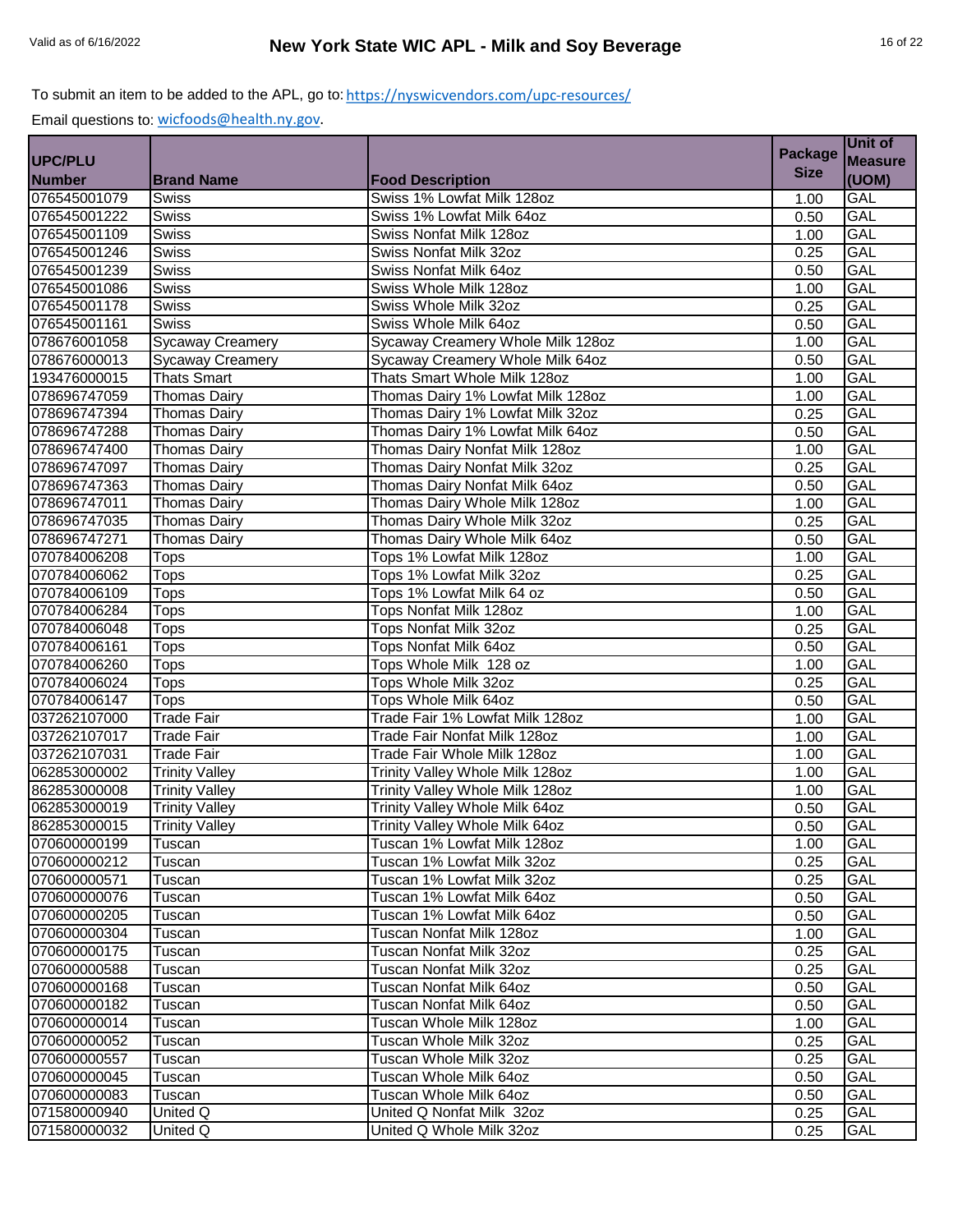To submit an item to be added to the APL, go to: https://nyswicvendors.com/upc-resources/

Email questions to: wicfoods@health.ny.gov.

| UPC/PLU Number | Brand Name | Food Description | Package Size | Unit of Measure (UOM) |
|---|---|---|---|---|
| 076545001079 | Swiss | Swiss 1% Lowfat Milk 128oz | 1.00 | GAL |
| 076545001222 | Swiss | Swiss 1% Lowfat Milk 64oz | 0.50 | GAL |
| 076545001109 | Swiss | Swiss Nonfat Milk 128oz | 1.00 | GAL |
| 076545001246 | Swiss | Swiss Nonfat Milk 32oz | 0.25 | GAL |
| 076545001239 | Swiss | Swiss Nonfat Milk 64oz | 0.50 | GAL |
| 076545001086 | Swiss | Swiss Whole Milk 128oz | 1.00 | GAL |
| 076545001178 | Swiss | Swiss Whole Milk 32oz | 0.25 | GAL |
| 076545001161 | Swiss | Swiss Whole Milk 64oz | 0.50 | GAL |
| 078676001058 | Sycaway Creamery | Sycaway Creamery Whole Milk 128oz | 1.00 | GAL |
| 078676000013 | Sycaway Creamery | Sycaway Creamery Whole Milk 64oz | 0.50 | GAL |
| 193476000015 | Thats Smart | Thats Smart Whole Milk 128oz | 1.00 | GAL |
| 078696747059 | Thomas Dairy | Thomas Dairy 1% Lowfat Milk 128oz | 1.00 | GAL |
| 078696747394 | Thomas Dairy | Thomas Dairy 1% Lowfat Milk 32oz | 0.25 | GAL |
| 078696747288 | Thomas Dairy | Thomas Dairy 1% Lowfat Milk 64oz | 0.50 | GAL |
| 078696747400 | Thomas Dairy | Thomas Dairy Nonfat Milk 128oz | 1.00 | GAL |
| 078696747097 | Thomas Dairy | Thomas Dairy Nonfat Milk 32oz | 0.25 | GAL |
| 078696747363 | Thomas Dairy | Thomas Dairy Nonfat Milk 64oz | 0.50 | GAL |
| 078696747011 | Thomas Dairy | Thomas Dairy Whole Milk 128oz | 1.00 | GAL |
| 078696747035 | Thomas Dairy | Thomas Dairy Whole Milk 32oz | 0.25 | GAL |
| 078696747271 | Thomas Dairy | Thomas Dairy Whole Milk 64oz | 0.50 | GAL |
| 070784006208 | Tops | Tops 1% Lowfat Milk 128oz | 1.00 | GAL |
| 070784006062 | Tops | Tops 1% Lowfat Milk 32oz | 0.25 | GAL |
| 070784006109 | Tops | Tops 1% Lowfat Milk 64 oz | 0.50 | GAL |
| 070784006284 | Tops | Tops Nonfat Milk 128oz | 1.00 | GAL |
| 070784006048 | Tops | Tops Nonfat Milk 32oz | 0.25 | GAL |
| 070784006161 | Tops | Tops Nonfat Milk 64oz | 0.50 | GAL |
| 070784006260 | Tops | Tops Whole Milk 128 oz | 1.00 | GAL |
| 070784006024 | Tops | Tops Whole Milk 32oz | 0.25 | GAL |
| 070784006147 | Tops | Tops Whole Milk 64oz | 0.50 | GAL |
| 037262107000 | Trade Fair | Trade Fair 1% Lowfat Milk 128oz | 1.00 | GAL |
| 037262107017 | Trade Fair | Trade Fair Nonfat Milk 128oz | 1.00 | GAL |
| 037262107031 | Trade Fair | Trade Fair Whole Milk 128oz | 1.00 | GAL |
| 062853000002 | Trinity Valley | Trinity Valley Whole Milk 128oz | 1.00 | GAL |
| 862853000008 | Trinity Valley | Trinity Valley Whole Milk 128oz | 1.00 | GAL |
| 062853000019 | Trinity Valley | Trinity Valley Whole Milk 64oz | 0.50 | GAL |
| 862853000015 | Trinity Valley | Trinity Valley Whole Milk 64oz | 0.50 | GAL |
| 070600000199 | Tuscan | Tuscan 1% Lowfat Milk 128oz | 1.00 | GAL |
| 070600000212 | Tuscan | Tuscan 1% Lowfat Milk 32oz | 0.25 | GAL |
| 070600000571 | Tuscan | Tuscan 1% Lowfat Milk 32oz | 0.25 | GAL |
| 070600000076 | Tuscan | Tuscan 1% Lowfat Milk 64oz | 0.50 | GAL |
| 070600000205 | Tuscan | Tuscan 1% Lowfat Milk 64oz | 0.50 | GAL |
| 070600000304 | Tuscan | Tuscan Nonfat Milk 128oz | 1.00 | GAL |
| 070600000175 | Tuscan | Tuscan Nonfat Milk 32oz | 0.25 | GAL |
| 070600000588 | Tuscan | Tuscan Nonfat Milk 32oz | 0.25 | GAL |
| 070600000168 | Tuscan | Tuscan Nonfat Milk 64oz | 0.50 | GAL |
| 070600000182 | Tuscan | Tuscan Nonfat Milk 64oz | 0.50 | GAL |
| 070600000014 | Tuscan | Tuscan Whole Milk 128oz | 1.00 | GAL |
| 070600000052 | Tuscan | Tuscan Whole Milk 32oz | 0.25 | GAL |
| 070600000557 | Tuscan | Tuscan Whole Milk 32oz | 0.25 | GAL |
| 070600000045 | Tuscan | Tuscan Whole Milk 64oz | 0.50 | GAL |
| 070600000083 | Tuscan | Tuscan Whole Milk 64oz | 0.50 | GAL |
| 071580000940 | United Q | United Q Nonfat Milk 32oz | 0.25 | GAL |
| 071580000032 | United Q | United Q Whole Milk 32oz | 0.25 | GAL |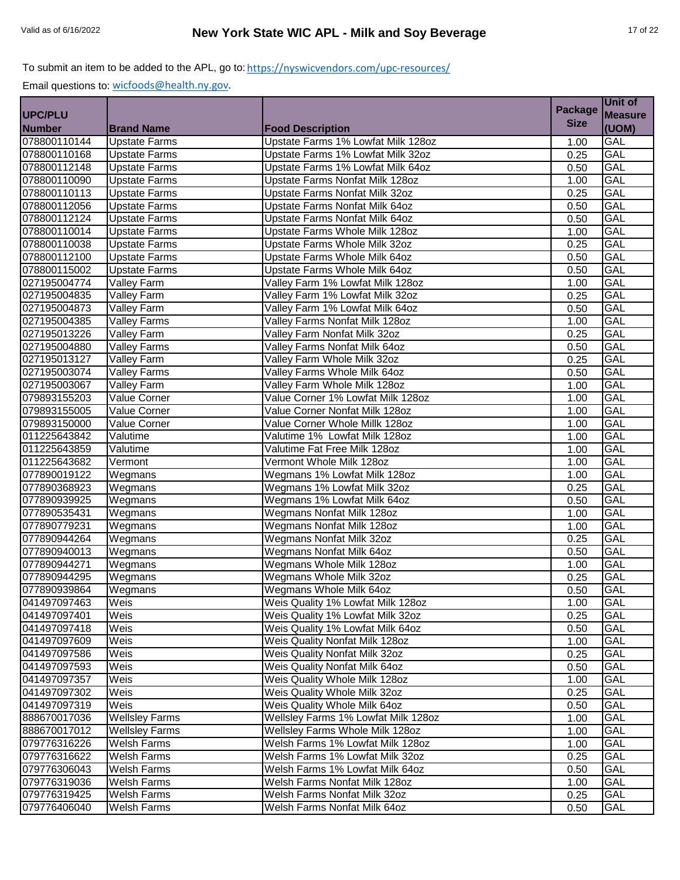To submit an item to be added to the APL, go to: https://nyswicvendors.com/upc-resources/

Email questions to: wicfoods@health.ny.gov.

| UPC/PLU Number | Brand Name | Food Description | Package Size | Unit of Measure (UOM) |
|---|---|---|---|---|
| 078800110144 | Upstate Farms | Upstate Farms 1% Lowfat Milk 128oz | 1.00 | GAL |
| 078800110168 | Upstate Farms | Upstate Farms 1% Lowfat Milk 32oz | 0.25 | GAL |
| 078800112148 | Upstate Farms | Upstate Farms 1% Lowfat Milk 64oz | 0.50 | GAL |
| 078800110090 | Upstate Farms | Upstate Farms Nonfat Milk 128oz | 1.00 | GAL |
| 078800110113 | Upstate Farms | Upstate Farms Nonfat Milk 32oz | 0.25 | GAL |
| 078800112056 | Upstate Farms | Upstate Farms Nonfat Milk 64oz | 0.50 | GAL |
| 078800112124 | Upstate Farms | Upstate Farms Nonfat Milk 64oz | 0.50 | GAL |
| 078800110014 | Upstate Farms | Upstate Farms Whole Milk 128oz | 1.00 | GAL |
| 078800110038 | Upstate Farms | Upstate Farms Whole Milk 32oz | 0.25 | GAL |
| 078800112100 | Upstate Farms | Upstate Farms Whole Milk 64oz | 0.50 | GAL |
| 078800115002 | Upstate Farms | Upstate Farms Whole Milk 64oz | 0.50 | GAL |
| 027195004774 | Valley Farm | Valley Farm 1% Lowfat Milk 128oz | 1.00 | GAL |
| 027195004835 | Valley Farm | Valley Farm 1% Lowfat Milk 32oz | 0.25 | GAL |
| 027195004873 | Valley Farm | Valley Farm 1% Lowfat Milk 64oz | 0.50 | GAL |
| 027195004385 | Valley Farms | Valley Farms Nonfat Milk 128oz | 1.00 | GAL |
| 027195013226 | Valley Farm | Valley Farm Nonfat Milk 32oz | 0.25 | GAL |
| 027195004880 | Valley Farms | Valley Farms Nonfat Milk 64oz | 0.50 | GAL |
| 027195013127 | Valley Farm | Valley Farm Whole Milk 32oz | 0.25 | GAL |
| 027195003074 | Valley Farms | Valley Farms Whole Milk 64oz | 0.50 | GAL |
| 027195003067 | Valley Farm | Valley Farm Whole Milk 128oz | 1.00 | GAL |
| 079893155203 | Value Corner | Value Corner 1% Lowfat Milk 128oz | 1.00 | GAL |
| 079893155005 | Value Corner | Value Corner Nonfat Milk 128oz | 1.00 | GAL |
| 079893150000 | Value Corner | Value Corner Whole Millk 128oz | 1.00 | GAL |
| 011225643842 | Valutime | Valutime 1% Lowfat Milk 128oz | 1.00 | GAL |
| 011225643859 | Valutime | Valutime Fat Free Milk 128oz | 1.00 | GAL |
| 011225643682 | Vermont | Vermont Whole Milk 128oz | 1.00 | GAL |
| 077890019122 | Wegmans | Wegmans 1% Lowfat Milk 128oz | 1.00 | GAL |
| 077890368923 | Wegmans | Wegmans 1% Lowfat Milk 32oz | 0.25 | GAL |
| 077890939925 | Wegmans | Wegmans 1% Lowfat Milk 64oz | 0.50 | GAL |
| 077890535431 | Wegmans | Wegmans Nonfat Milk 128oz | 1.00 | GAL |
| 077890779231 | Wegmans | Wegmans Nonfat Milk 128oz | 1.00 | GAL |
| 077890944264 | Wegmans | Wegmans Nonfat Milk 32oz | 0.25 | GAL |
| 077890940013 | Wegmans | Wegmans Nonfat Milk 64oz | 0.50 | GAL |
| 077890944271 | Wegmans | Wegmans Whole Milk 128oz | 1.00 | GAL |
| 077890944295 | Wegmans | Wegmans Whole Milk 32oz | 0.25 | GAL |
| 077890939864 | Wegmans | Wegmans Whole Milk 64oz | 0.50 | GAL |
| 041497097463 | Weis | Weis Quality 1% Lowfat Milk 128oz | 1.00 | GAL |
| 041497097401 | Weis | Weis Quality 1% Lowfat Milk 32oz | 0.25 | GAL |
| 041497097418 | Weis | Weis Quality 1% Lowfat Milk 64oz | 0.50 | GAL |
| 041497097609 | Weis | Weis Quality Nonfat Milk 128oz | 1.00 | GAL |
| 041497097586 | Weis | Weis Quality Nonfat Milk 32oz | 0.25 | GAL |
| 041497097593 | Weis | Weis Quality Nonfat Milk 64oz | 0.50 | GAL |
| 041497097357 | Weis | Weis Quality Whole Milk 128oz | 1.00 | GAL |
| 041497097302 | Weis | Weis Quality Whole Milk 32oz | 0.25 | GAL |
| 041497097319 | Weis | Weis Quality Whole Milk 64oz | 0.50 | GAL |
| 888670017036 | Wellsley Farms | Wellsley Farms 1% Lowfat Milk 128oz | 1.00 | GAL |
| 888670017012 | Wellsley Farms | Wellsley Farms Whole Milk 128oz | 1.00 | GAL |
| 079776316226 | Welsh Farms | Welsh Farms 1% Lowfat Milk 128oz | 1.00 | GAL |
| 079776316622 | Welsh Farms | Welsh Farms 1% Lowfat Milk 32oz | 0.25 | GAL |
| 079776306043 | Welsh Farms | Welsh Farms 1% Lowfat Milk 64oz | 0.50 | GAL |
| 079776319036 | Welsh Farms | Welsh Farms Nonfat Milk 128oz | 1.00 | GAL |
| 079776319425 | Welsh Farms | Welsh Farms Nonfat Milk 32oz | 0.25 | GAL |
| 079776406040 | Welsh Farms | Welsh Farms Nonfat Milk 64oz | 0.50 | GAL |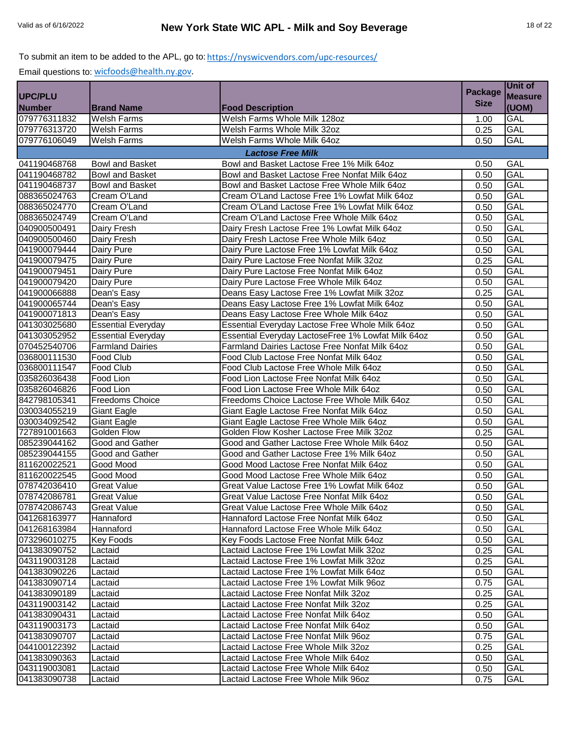To submit an item to be added to the APL, go to: https://nyswicvendors.com/upc-resources/

Email questions to: wicfoods@health.ny.gov.

| UPC/PLU Number | Brand Name | Food Description | Package Size | Unit of Measure (UOM) |
|---|---|---|---|---|
| 079776311832 | Welsh Farms | Welsh Farms Whole Milk 128oz | 1.00 | GAL |
| 079776313720 | Welsh Farms | Welsh Farms Whole Milk 32oz | 0.25 | GAL |
| 079776106049 | Welsh Farms | Welsh Farms Whole Milk 64oz | 0.50 | GAL |
| | | ***Lactose Free Milk*** | | |
| 041190468768 | Bowl and Basket | Bowl and Basket Lactose Free 1% Milk 64oz | 0.50 | GAL |
| 041190468782 | Bowl and Basket | Bowl and Basket Lactose Free Nonfat Milk 64oz | 0.50 | GAL |
| 041190468737 | Bowl and Basket | Bowl and Basket Lactose Free Whole Milk 64oz | 0.50 | GAL |
| 088365024763 | Cream O'Land | Cream O'Land Lactose Free 1% Lowfat Milk 64oz | 0.50 | GAL |
| 088365024770 | Cream O'Land | Cream O'Land Lactose Free 1% Lowfat Milk 64oz | 0.50 | GAL |
| 088365024749 | Cream O'Land | Cream O'Land Lactose Free Whole Milk 64oz | 0.50 | GAL |
| 040900500491 | Dairy Fresh | Dairy Fresh Lactose Free 1% Lowfat Milk 64oz | 0.50 | GAL |
| 040900500460 | Dairy Fresh | Dairy Fresh Lactose Free Whole Milk 64oz | 0.50 | GAL |
| 041900079444 | Dairy Pure | Dairy Pure Lactose Free 1% Lowfat Milk 64oz | 0.50 | GAL |
| 041900079475 | Dairy Pure | Dairy Pure Lactose Free Nonfat Milk 32oz | 0.25 | GAL |
| 041900079451 | Dairy Pure | Dairy Pure Lactose Free Nonfat Milk 64oz | 0.50 | GAL |
| 041900079420 | Dairy Pure | Dairy Pure Lactose Free Whole Milk 64oz | 0.50 | GAL |
| 041900066888 | Dean's Easy | Deans Easy Lactose Free 1% Lowfat Milk 32oz | 0.25 | GAL |
| 041900065744 | Dean's Easy | Deans Easy Lactose Free 1% Lowfat Milk 64oz | 0.50 | GAL |
| 041900071813 | Dean's Easy | Deans Easy Lactose Free Whole Milk 64oz | 0.50 | GAL |
| 041303025680 | Essential Everyday | Essential Everyday Lactose Free Whole Milk 64oz | 0.50 | GAL |
| 041303052952 | Essential Everyday | Essential Everyday LactoseFree 1% Lowfat Milk 64oz | 0.50 | GAL |
| 070452540706 | Farmland Dairies | Farmland Dairies Lactose Free Nonfat Milk 64oz | 0.50 | GAL |
| 036800111530 | Food Club | Food Club Lactose Free Nonfat Milk 64oz | 0.50 | GAL |
| 036800111547 | Food Club | Food Club Lactose Free Whole Milk 64oz | 0.50 | GAL |
| 035826036438 | Food Lion | Food Lion Lactose Free Nonfat Milk 64oz | 0.50 | GAL |
| 035826046826 | Food Lion | Food Lion Lactose Free Whole Milk 64oz | 0.50 | GAL |
| 842798105341 | Freedoms Choice | Freedoms Choice Lactose Free Whole Milk 64oz | 0.50 | GAL |
| 030034055219 | Giant Eagle | Giant Eagle Lactose Free Nonfat Milk 64oz | 0.50 | GAL |
| 030034092542 | Giant Eagle | Giant Eagle Lactose Free Whole Milk 64oz | 0.50 | GAL |
| 727891001663 | Golden Flow | Golden Flow Kosher Lactose Free Milk 32oz | 0.25 | GAL |
| 085239044162 | Good and Gather | Good and Gather Lactose Free Whole Milk 64oz | 0.50 | GAL |
| 085239044155 | Good and Gather | Good and Gather Lactose Free 1% Milk 64oz | 0.50 | GAL |
| 811620022521 | Good Mood | Good Mood Lactose Free Nonfat Milk 64oz | 0.50 | GAL |
| 811620022545 | Good Mood | Good Mood Lactose Free Whole Milk 64oz | 0.50 | GAL |
| 078742036410 | Great Value | Great Value Lactose Free 1% Lowfat Milk 64oz | 0.50 | GAL |
| 078742086781 | Great Value | Great Value Lactose Free Nonfat Milk 64oz | 0.50 | GAL |
| 078742086743 | Great Value | Great Value Lactose Free Whole Milk 64oz | 0.50 | GAL |
| 041268163977 | Hannaford | Hannaford Lactose Free Nonfat Milk 64oz | 0.50 | GAL |
| 041268163984 | Hannaford | Hannaford Lactose Free Whole Milk 64oz | 0.50 | GAL |
| 073296010275 | Key Foods | Key Foods Lactose Free Nonfat Milk 64oz | 0.50 | GAL |
| 041383090752 | Lactaid | Lactaid Lactose Free 1% Lowfat Milk 32oz | 0.25 | GAL |
| 043119003128 | Lactaid | Lactaid Lactose Free 1% Lowfat Milk 32oz | 0.25 | GAL |
| 041383090226 | Lactaid | Lactaid Lactose Free 1% Lowfat Milk 64oz | 0.50 | GAL |
| 041383090714 | Lactaid | Lactaid Lactose Free 1% Lowfat Milk 96oz | 0.75 | GAL |
| 041383090189 | Lactaid | Lactaid Lactose Free Nonfat Milk 32oz | 0.25 | GAL |
| 043119003142 | Lactaid | Lactaid Lactose Free Nonfat Milk 32oz | 0.25 | GAL |
| 041383090431 | Lactaid | Lactaid Lactose Free Nonfat Milk 64oz | 0.50 | GAL |
| 043119003173 | Lactaid | Lactaid Lactose Free Nonfat Milk 64oz | 0.50 | GAL |
| 041383090707 | Lactaid | Lactaid Lactose Free Nonfat Milk 96oz | 0.75 | GAL |
| 044100122392 | Lactaid | Lactaid Lactose Free Whole Milk 32oz | 0.25 | GAL |
| 041383090363 | Lactaid | Lactaid Lactose Free Whole Milk 64oz | 0.50 | GAL |
| 043119003081 | Lactaid | Lactaid Lactose Free Whole Milk 64oz | 0.50 | GAL |
| 041383090738 | Lactaid | Lactaid Lactose Free Whole Milk 96oz | 0.75 | GAL |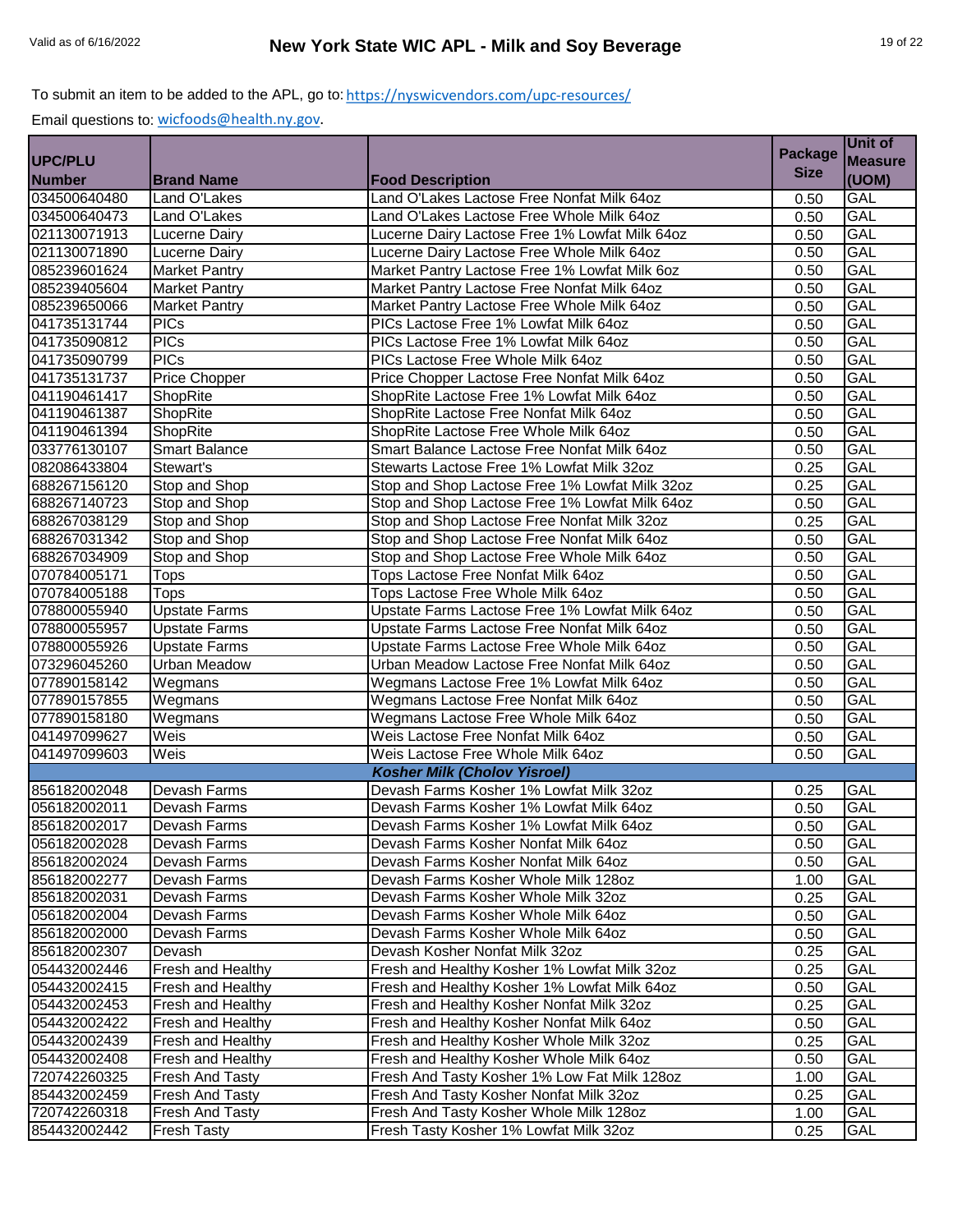To submit an item to be added to the APL, go to: https://nyswicvendors.com/upc-resources/

Email questions to: wicfoods@health.ny.gov.

| UPC/PLU Number | Brand Name | Food Description | Package Size | Unit of Measure (UOM) |
|---|---|---|---|---|
| 034500640480 | Land O'Lakes | Land O'Lakes Lactose Free Nonfat Milk 64oz | 0.50 | GAL |
| 034500640473 | Land O'Lakes | Land O'Lakes Lactose Free Whole Milk 64oz | 0.50 | GAL |
| 021130071913 | Lucerne Dairy | Lucerne Dairy Lactose Free 1% Lowfat Milk 64oz | 0.50 | GAL |
| 021130071890 | Lucerne Dairy | Lucerne Dairy Lactose Free Whole Milk 64oz | 0.50 | GAL |
| 085239601624 | Market Pantry | Market Pantry Lactose Free 1% Lowfat Milk 6oz | 0.50 | GAL |
| 085239405604 | Market Pantry | Market Pantry Lactose Free Nonfat Milk 64oz | 0.50 | GAL |
| 085239650066 | Market Pantry | Market Pantry Lactose Free Whole Milk 64oz | 0.50 | GAL |
| 041735131744 | PICs | PICs Lactose Free 1% Lowfat Milk 64oz | 0.50 | GAL |
| 041735090812 | PICs | PICs Lactose Free 1% Lowfat Milk 64oz | 0.50 | GAL |
| 041735090799 | PICs | PICs Lactose Free Whole Milk 64oz | 0.50 | GAL |
| 041735131737 | Price Chopper | Price Chopper Lactose Free Nonfat Milk 64oz | 0.50 | GAL |
| 041190461417 | ShopRite | ShopRite Lactose Free 1% Lowfat Milk 64oz | 0.50 | GAL |
| 041190461387 | ShopRite | ShopRite Lactose Free Nonfat Milk 64oz | 0.50 | GAL |
| 041190461394 | ShopRite | ShopRite Lactose Free Whole Milk 64oz | 0.50 | GAL |
| 033776130107 | Smart Balance | Smart Balance Lactose Free Nonfat Milk 64oz | 0.50 | GAL |
| 082086433804 | Stewart's | Stewarts Lactose Free 1% Lowfat Milk 32oz | 0.25 | GAL |
| 688267156120 | Stop and Shop | Stop and Shop Lactose Free 1% Lowfat Milk 32oz | 0.25 | GAL |
| 688267140723 | Stop and Shop | Stop and Shop Lactose Free 1% Lowfat Milk 64oz | 0.50 | GAL |
| 688267038129 | Stop and Shop | Stop and Shop Lactose Free Nonfat Milk 32oz | 0.25 | GAL |
| 688267031342 | Stop and Shop | Stop and Shop Lactose Free Nonfat Milk 64oz | 0.50 | GAL |
| 688267034909 | Stop and Shop | Stop and Shop Lactose Free Whole Milk 64oz | 0.50 | GAL |
| 070784005171 | Tops | Tops Lactose Free Nonfat Milk 64oz | 0.50 | GAL |
| 070784005188 | Tops | Tops Lactose Free Whole Milk 64oz | 0.50 | GAL |
| 078800055940 | Upstate Farms | Upstate Farms Lactose Free 1% Lowfat Milk 64oz | 0.50 | GAL |
| 078800055957 | Upstate Farms | Upstate Farms Lactose Free Nonfat Milk 64oz | 0.50 | GAL |
| 078800055926 | Upstate Farms | Upstate Farms Lactose Free Whole Milk 64oz | 0.50 | GAL |
| 073296045260 | Urban Meadow | Urban Meadow Lactose Free Nonfat Milk 64oz | 0.50 | GAL |
| 077890158142 | Wegmans | Wegmans Lactose Free 1% Lowfat Milk 64oz | 0.50 | GAL |
| 077890157855 | Wegmans | Wegmans Lactose Free Nonfat Milk 64oz | 0.50 | GAL |
| 077890158180 | Wegmans | Wegmans Lactose Free Whole Milk 64oz | 0.50 | GAL |
| 041497099627 | Weis | Weis Lactose Free Nonfat Milk 64oz | 0.50 | GAL |
| 041497099603 | Weis | Weis Lactose Free Whole Milk 64oz | 0.50 | GAL |
| | | ***Kosher Milk (Cholov Yisroel)*** | | |
| 856182002048 | Devash Farms | Devash Farms Kosher 1% Lowfat Milk 32oz | 0.25 | GAL |
| 056182002011 | Devash Farms | Devash Farms Kosher 1% Lowfat Milk 64oz | 0.50 | GAL |
| 856182002017 | Devash Farms | Devash Farms Kosher 1% Lowfat Milk 64oz | 0.50 | GAL |
| 056182002028 | Devash Farms | Devash Farms Kosher Nonfat Milk 64oz | 0.50 | GAL |
| 856182002024 | Devash Farms | Devash Farms Kosher Nonfat Milk 64oz | 0.50 | GAL |
| 856182002277 | Devash Farms | Devash Farms Kosher Whole Milk 128oz | 1.00 | GAL |
| 856182002031 | Devash Farms | Devash Farms Kosher Whole Milk 32oz | 0.25 | GAL |
| 056182002004 | Devash Farms | Devash Farms Kosher Whole Milk 64oz | 0.50 | GAL |
| 856182002000 | Devash Farms | Devash Farms Kosher Whole Milk 64oz | 0.50 | GAL |
| 856182002307 | Devash | Devash Kosher Nonfat Milk 32oz | 0.25 | GAL |
| 054432002446 | Fresh and Healthy | Fresh and Healthy Kosher 1% Lowfat Milk 32oz | 0.25 | GAL |
| 054432002415 | Fresh and Healthy | Fresh and Healthy Kosher 1% Lowfat Milk 64oz | 0.50 | GAL |
| 054432002453 | Fresh and Healthy | Fresh and Healthy Kosher Nonfat Milk 32oz | 0.25 | GAL |
| 054432002422 | Fresh and Healthy | Fresh and Healthy Kosher Nonfat Milk 64oz | 0.50 | GAL |
| 054432002439 | Fresh and Healthy | Fresh and Healthy Kosher Whole Milk 32oz | 0.25 | GAL |
| 054432002408 | Fresh and Healthy | Fresh and Healthy Kosher Whole Milk 64oz | 0.50 | GAL |
| 720742260325 | Fresh And Tasty | Fresh And Tasty Kosher 1% Low Fat Milk 128oz | 1.00 | GAL |
| 854432002459 | Fresh And Tasty | Fresh And Tasty Kosher Nonfat Milk 32oz | 0.25 | GAL |
| 720742260318 | Fresh And Tasty | Fresh And Tasty Kosher Whole Milk 128oz | 1.00 | GAL |
| 854432002442 | Fresh Tasty | Fresh Tasty Kosher 1% Lowfat Milk 32oz | 0.25 | GAL |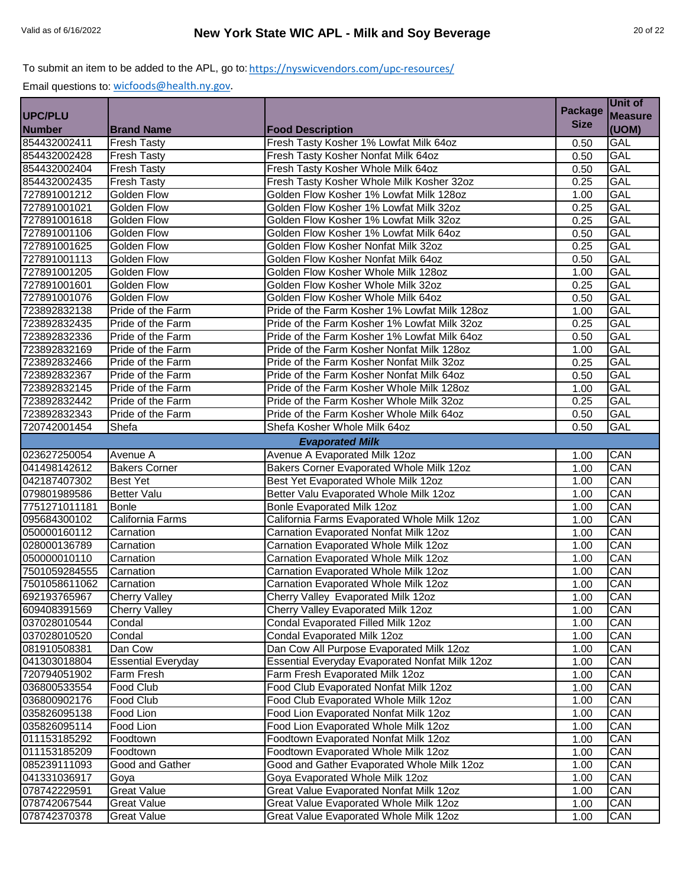To submit an item to be added to the APL, go to: https://nyswicvendors.com/upc-resources/

Email questions to: wicfoods@health.ny.gov.

| UPC/PLU Number | Brand Name | Food Description | Package Size | Unit of Measure (UOM) |
|---|---|---|---|---|
| 854432002411 | Fresh Tasty | Fresh Tasty Kosher 1% Lowfat Milk 64oz | 0.50 | GAL |
| 854432002428 | Fresh Tasty | Fresh Tasty Kosher Nonfat Milk 64oz | 0.50 | GAL |
| 854432002404 | Fresh Tasty | Fresh Tasty Kosher Whole Milk 64oz | 0.50 | GAL |
| 854432002435 | Fresh Tasty | Fresh Tasty Kosher Whole Milk Kosher 32oz | 0.25 | GAL |
| 727891001212 | Golden Flow | Golden Flow Kosher 1% Lowfat Milk 128oz | 1.00 | GAL |
| 727891001021 | Golden Flow | Golden Flow Kosher 1% Lowfat Milk 32oz | 0.25 | GAL |
| 727891001618 | Golden Flow | Golden Flow Kosher 1% Lowfat Milk 32oz | 0.25 | GAL |
| 727891001106 | Golden Flow | Golden Flow Kosher 1% Lowfat Milk 64oz | 0.50 | GAL |
| 727891001625 | Golden Flow | Golden Flow Kosher Nonfat Milk 32oz | 0.25 | GAL |
| 727891001113 | Golden Flow | Golden Flow Kosher Nonfat Milk 64oz | 0.50 | GAL |
| 727891001205 | Golden Flow | Golden Flow Kosher Whole Milk 128oz | 1.00 | GAL |
| 727891001601 | Golden Flow | Golden Flow Kosher Whole Milk 32oz | 0.25 | GAL |
| 727891001076 | Golden Flow | Golden Flow Kosher Whole Milk 64oz | 0.50 | GAL |
| 723892832138 | Pride of the Farm | Pride of the Farm Kosher 1% Lowfat Milk 128oz | 1.00 | GAL |
| 723892832435 | Pride of the Farm | Pride of the Farm Kosher 1% Lowfat Milk 32oz | 0.25 | GAL |
| 723892832336 | Pride of the Farm | Pride of the Farm Kosher 1% Lowfat Milk 64oz | 0.50 | GAL |
| 723892832169 | Pride of the Farm | Pride of the Farm Kosher Nonfat Milk 128oz | 1.00 | GAL |
| 723892832466 | Pride of the Farm | Pride of the Farm Kosher Nonfat Milk 32oz | 0.25 | GAL |
| 723892832367 | Pride of the Farm | Pride of the Farm Kosher Nonfat Milk 64oz | 0.50 | GAL |
| 723892832145 | Pride of the Farm | Pride of the Farm Kosher Whole Milk 128oz | 1.00 | GAL |
| 723892832442 | Pride of the Farm | Pride of the Farm Kosher Whole Milk 32oz | 0.25 | GAL |
| 723892832343 | Pride of the Farm | Pride of the Farm Kosher Whole Milk 64oz | 0.50 | GAL |
| 720742001454 | Shefa | Shefa Kosher Whole Milk 64oz | 0.50 | GAL |
| | | ***Evaporated Milk*** | | |
| 023627250054 | Avenue A | Avenue A Evaporated Milk 12oz | 1.00 | CAN |
| 041498142612 | Bakers Corner | Bakers Corner Evaporated Whole Milk 12oz | 1.00 | CAN |
| 042187407302 | Best Yet | Best Yet Evaporated Whole Milk 12oz | 1.00 | CAN |
| 079801989586 | Better Valu | Better Valu Evaporated Whole Milk 12oz | 1.00 | CAN |
| 7751271011181 | Bonle | Bonle Evaporated Milk 12oz | 1.00 | CAN |
| 095684300102 | California Farms | California Farms Evaporated Whole Milk 12oz | 1.00 | CAN |
| 050000160112 | Carnation | Carnation Evaporated Nonfat Milk 12oz | 1.00 | CAN |
| 028000136789 | Carnation | Carnation Evaporated Whole Milk 12oz | 1.00 | CAN |
| 050000010110 | Carnation | Carnation Evaporated Whole Milk 12oz | 1.00 | CAN |
| 7501059284555 | Carnation | Carnation Evaporated Whole Milk 12oz | 1.00 | CAN |
| 7501058611062 | Carnation | Carnation Evaporated Whole Milk 12oz | 1.00 | CAN |
| 692193765967 | Cherry Valley | Cherry Valley  Evaporated Milk 12oz | 1.00 | CAN |
| 609408391569 | Cherry Valley | Cherry Valley Evaporated Milk 12oz | 1.00 | CAN |
| 037028010544 | Condal | Condal Evaporated Filled Milk 12oz | 1.00 | CAN |
| 037028010520 | Condal | Condal Evaporated Milk 12oz | 1.00 | CAN |
| 081910508381 | Dan Cow | Dan Cow All Purpose Evaporated Milk 12oz | 1.00 | CAN |
| 041303018804 | Essential Everyday | Essential Everyday Evaporated Nonfat Milk 12oz | 1.00 | CAN |
| 720794051902 | Farm Fresh | Farm Fresh Evaporated Milk 12oz | 1.00 | CAN |
| 036800533554 | Food Club | Food Club Evaporated Nonfat Milk 12oz | 1.00 | CAN |
| 036800902176 | Food Club | Food Club Evaporated Whole Milk 12oz | 1.00 | CAN |
| 035826095138 | Food Lion | Food Lion Evaporated Nonfat Milk 12oz | 1.00 | CAN |
| 035826095114 | Food Lion | Food Lion Evaporated Whole Milk 12oz | 1.00 | CAN |
| 011153185292 | Foodtown | Foodtown Evaporated Nonfat Milk 12oz | 1.00 | CAN |
| 011153185209 | Foodtown | Foodtown Evaporated Whole Milk 12oz | 1.00 | CAN |
| 085239111093 | Good and Gather | Good and Gather Evaporated Whole Milk 12oz | 1.00 | CAN |
| 041331036917 | Goya | Goya Evaporated Whole Milk 12oz | 1.00 | CAN |
| 078742229591 | Great Value | Great Value Evaporated Nonfat Milk 12oz | 1.00 | CAN |
| 078742067544 | Great Value | Great Value Evaporated Whole Milk 12oz | 1.00 | CAN |
| 078742370378 | Great Value | Great Value Evaporated Whole Milk 12oz | 1.00 | CAN |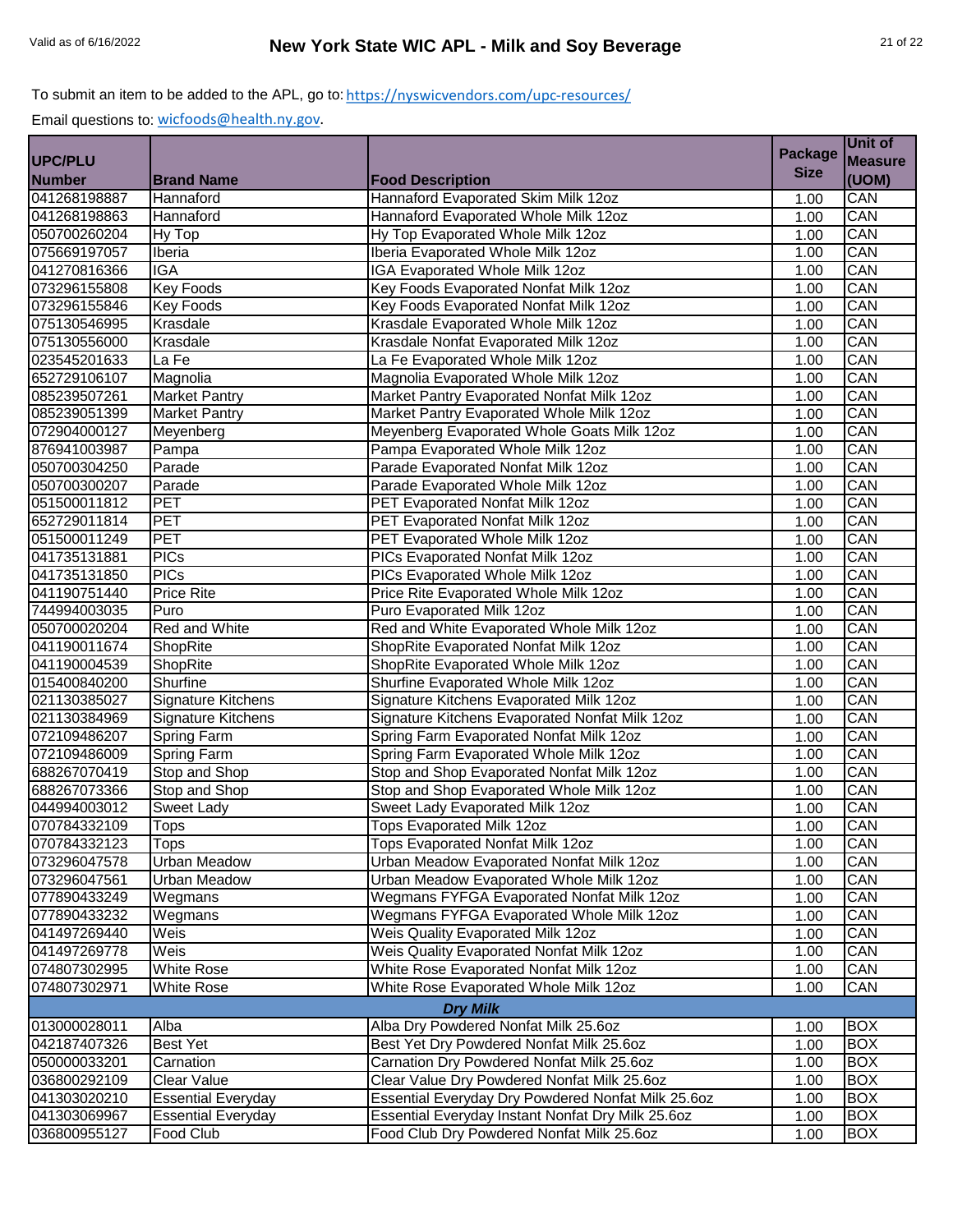To submit an item to be added to the APL, go to: https://nyswicvendors.com/upc-resources/

Email questions to: wicfoods@health.ny.gov.

| UPC/PLU Number | Brand Name | Food Description | Package Size | Unit of Measure (UOM) |
|---|---|---|---|---|
| 041268198887 | Hannaford | Hannaford Evaporated Skim Milk 12oz | 1.00 | CAN |
| 041268198863 | Hannaford | Hannaford Evaporated Whole Milk 12oz | 1.00 | CAN |
| 050700260204 | Hy Top | Hy Top Evaporated Whole Milk 12oz | 1.00 | CAN |
| 075669197057 | Iberia | Iberia Evaporated Whole Milk 12oz | 1.00 | CAN |
| 041270816366 | IGA | IGA Evaporated Whole Milk 12oz | 1.00 | CAN |
| 073296155808 | Key Foods | Key Foods Evaporated Nonfat Milk 12oz | 1.00 | CAN |
| 073296155846 | Key Foods | Key Foods Evaporated Nonfat Milk 12oz | 1.00 | CAN |
| 075130546995 | Krasdale | Krasdale Evaporated Whole Milk 12oz | 1.00 | CAN |
| 075130556000 | Krasdale | Krasdale Nonfat Evaporated Milk 12oz | 1.00 | CAN |
| 023545201633 | La Fe | La Fe Evaporated Whole Milk 12oz | 1.00 | CAN |
| 652729106107 | Magnolia | Magnolia Evaporated Whole Milk 12oz | 1.00 | CAN |
| 085239507261 | Market Pantry | Market Pantry Evaporated Nonfat Milk 12oz | 1.00 | CAN |
| 085239051399 | Market Pantry | Market Pantry Evaporated Whole Milk 12oz | 1.00 | CAN |
| 072904000127 | Meyenberg | Meyenberg Evaporated Whole Goats Milk 12oz | 1.00 | CAN |
| 876941003987 | Pampa | Pampa Evaporated Whole Milk 12oz | 1.00 | CAN |
| 050700304250 | Parade | Parade Evaporated Nonfat Milk 12oz | 1.00 | CAN |
| 050700300207 | Parade | Parade Evaporated Whole Milk 12oz | 1.00 | CAN |
| 051500011812 | PET | PET Evaporated Nonfat Milk 12oz | 1.00 | CAN |
| 652729011814 | PET | PET Evaporated Nonfat Milk 12oz | 1.00 | CAN |
| 051500011249 | PET | PET Evaporated Whole Milk 12oz | 1.00 | CAN |
| 041735131881 | PICs | PICs Evaporated Nonfat Milk 12oz | 1.00 | CAN |
| 041735131850 | PICs | PICs Evaporated Whole Milk 12oz | 1.00 | CAN |
| 041190751440 | Price Rite | Price Rite Evaporated Whole Milk 12oz | 1.00 | CAN |
| 744994003035 | Puro | Puro Evaporated Milk 12oz | 1.00 | CAN |
| 050700020204 | Red and White | Red and White Evaporated Whole Milk 12oz | 1.00 | CAN |
| 041190011674 | ShopRite | ShopRite Evaporated Nonfat Milk 12oz | 1.00 | CAN |
| 041190004539 | ShopRite | ShopRite Evaporated Whole Milk 12oz | 1.00 | CAN |
| 015400840200 | Shurfine | Shurfine Evaporated Whole Milk 12oz | 1.00 | CAN |
| 021130385027 | Signature Kitchens | Signature Kitchens Evaporated Milk 12oz | 1.00 | CAN |
| 021130384969 | Signature Kitchens | Signature Kitchens Evaporated Nonfat Milk 12oz | 1.00 | CAN |
| 072109486207 | Spring Farm | Spring Farm Evaporated Nonfat Milk 12oz | 1.00 | CAN |
| 072109486009 | Spring Farm | Spring Farm Evaporated Whole Milk 12oz | 1.00 | CAN |
| 688267070419 | Stop and Shop | Stop and Shop Evaporated Nonfat Milk 12oz | 1.00 | CAN |
| 688267073366 | Stop and Shop | Stop and Shop Evaporated Whole Milk 12oz | 1.00 | CAN |
| 044994003012 | Sweet Lady | Sweet Lady Evaporated Milk 12oz | 1.00 | CAN |
| 070784332109 | Tops | Tops Evaporated Milk 12oz | 1.00 | CAN |
| 070784332123 | Tops | Tops Evaporated Nonfat Milk 12oz | 1.00 | CAN |
| 073296047578 | Urban Meadow | Urban Meadow Evaporated Nonfat Milk 12oz | 1.00 | CAN |
| 073296047561 | Urban Meadow | Urban Meadow Evaporated Whole Milk 12oz | 1.00 | CAN |
| 077890433249 | Wegmans | Wegmans FYFGA Evaporated Nonfat Milk 12oz | 1.00 | CAN |
| 077890433232 | Wegmans | Wegmans FYFGA Evaporated Whole Milk 12oz | 1.00 | CAN |
| 041497269440 | Weis | Weis Quality Evaporated Milk 12oz | 1.00 | CAN |
| 041497269778 | Weis | Weis Quality Evaporated Nonfat Milk 12oz | 1.00 | CAN |
| 074807302995 | White Rose | White Rose Evaporated Nonfat Milk 12oz | 1.00 | CAN |
| 074807302971 | White Rose | White Rose Evaporated Whole Milk 12oz | 1.00 | CAN |
| | | ***Dry Milk*** | | |
| 013000028011 | Alba | Alba Dry Powdered Nonfat Milk 25.6oz | 1.00 | BOX |
| 042187407326 | Best Yet | Best Yet Dry Powdered Nonfat Milk 25.6oz | 1.00 | BOX |
| 050000033201 | Carnation | Carnation Dry Powdered Nonfat Milk 25.6oz | 1.00 | BOX |
| 036800292109 | Clear Value | Clear Value Dry Powdered Nonfat Milk 25.6oz | 1.00 | BOX |
| 041303020210 | Essential Everyday | Essential Everyday Dry Powdered Nonfat Milk 25.6oz | 1.00 | BOX |
| 041303069967 | Essential Everyday | Essential Everyday Instant Nonfat Dry Milk 25.6oz | 1.00 | BOX |
| 036800955127 | Food Club | Food Club Dry Powdered Nonfat Milk 25.6oz | 1.00 | BOX |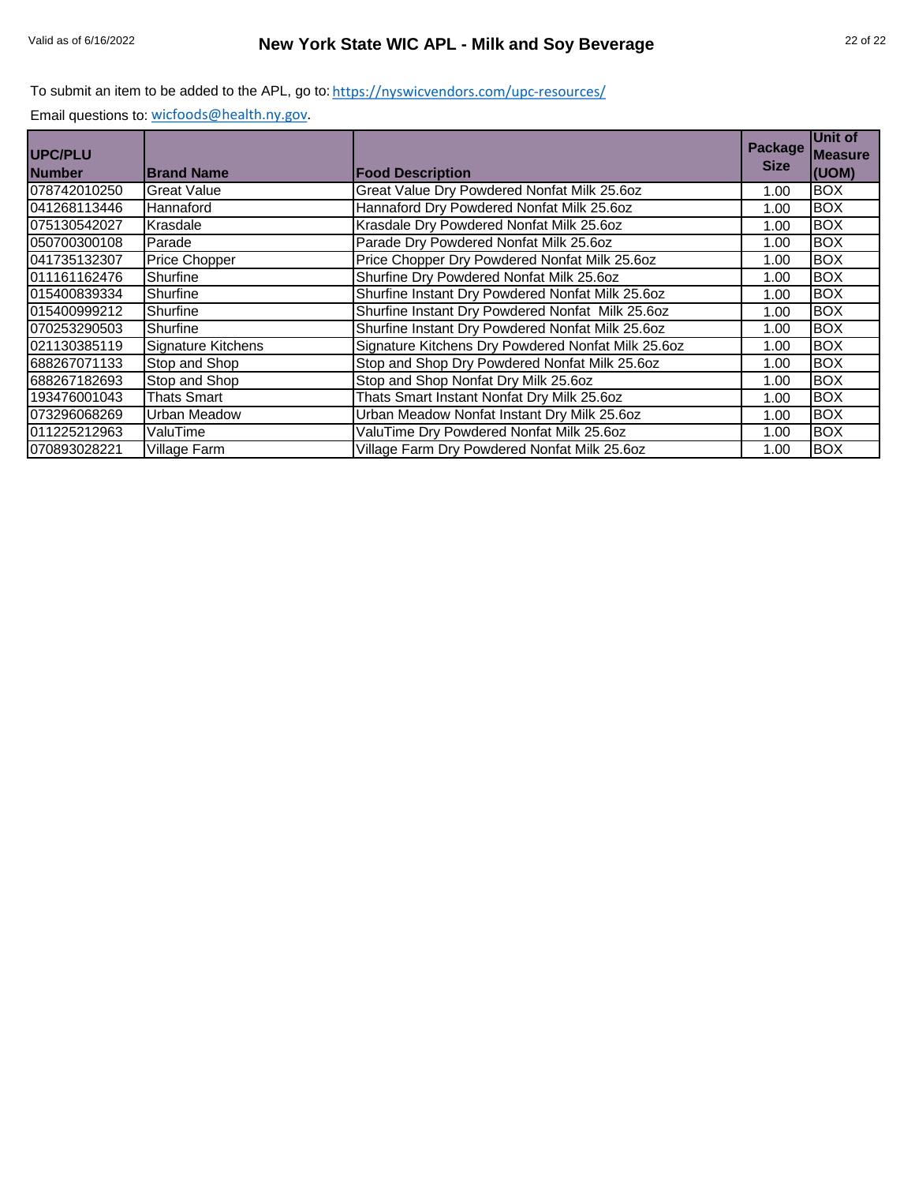To submit an item to be added to the APL, go to: https://nyswicvendors.com/upc-resources/

Email questions to: wicfoods@health.ny.gov.

| UPC/PLU Number | Brand Name | Food Description | Package Size | Unit of Measure (UOM) |
|---|---|---|---|---|
| 078742010250 | Great Value | Great Value Dry Powdered Nonfat Milk 25.6oz | 1.00 | BOX |
| 041268113446 | Hannaford | Hannaford Dry Powdered Nonfat Milk 25.6oz | 1.00 | BOX |
| 075130542027 | Krasdale | Krasdale Dry Powdered Nonfat Milk 25.6oz | 1.00 | BOX |
| 050700300108 | Parade | Parade Dry Powdered Nonfat Milk 25.6oz | 1.00 | BOX |
| 041735132307 | Price Chopper | Price Chopper Dry Powdered Nonfat Milk 25.6oz | 1.00 | BOX |
| 011161162476 | Shurfine | Shurfine Dry Powdered Nonfat Milk 25.6oz | 1.00 | BOX |
| 015400839334 | Shurfine | Shurfine Instant Dry Powdered Nonfat Milk 25.6oz | 1.00 | BOX |
| 015400999212 | Shurfine | Shurfine Instant Dry Powdered Nonfat  Milk 25.6oz | 1.00 | BOX |
| 070253290503 | Shurfine | Shurfine Instant Dry Powdered Nonfat Milk 25.6oz | 1.00 | BOX |
| 021130385119 | Signature Kitchens | Signature Kitchens Dry Powdered Nonfat Milk 25.6oz | 1.00 | BOX |
| 688267071133 | Stop and Shop | Stop and Shop Dry Powdered Nonfat Milk 25.6oz | 1.00 | BOX |
| 688267182693 | Stop and Shop | Stop and Shop Nonfat Dry Milk 25.6oz | 1.00 | BOX |
| 193476001043 | Thats Smart | Thats Smart Instant Nonfat Dry Milk 25.6oz | 1.00 | BOX |
| 073296068269 | Urban Meadow | Urban Meadow Nonfat Instant Dry Milk 25.6oz | 1.00 | BOX |
| 011225212963 | ValuTime | ValuTime Dry Powdered Nonfat Milk 25.6oz | 1.00 | BOX |
| 070893028221 | Village Farm | Village Farm Dry Powdered Nonfat Milk 25.6oz | 1.00 | BOX |